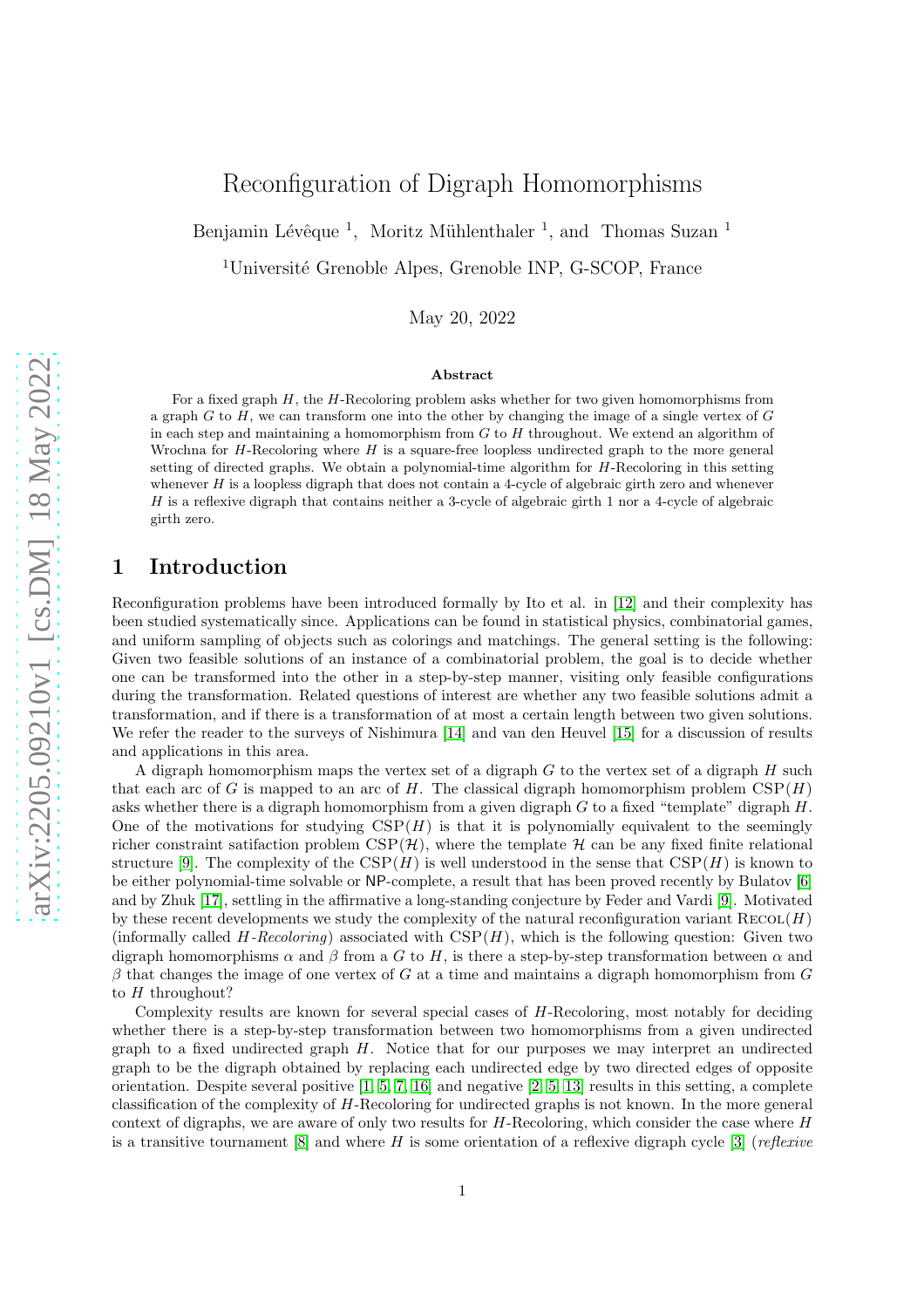# Reconfiguration of Digraph Homomorphisms

Benjamin Lévêque [1], Moritz Mühlenthaler [1], and Thomas Suzan [1]

[1]Université Grenoble Alpes, Grenoble INP, G-SCOP, France

May 20, 2022

### Abstract

For a fixed graph $H$, the $H$-Recoloring problem asks whether for two given homomorphisms from a graph $G$ to $H$, we can transform one into the other by changing the image of a single vertex of $G$ in each step and maintaining a homomorphism from $G$ to $H$ throughout. We extend an algorithm of Wrochna for $H$-Recoloring where $H$ is a square-free loopless undirected graph to the more general setting of directed graphs. We obtain a polynomial-time algorithm for $H$-Recoloring in this setting whenever $H$ is a loopless digraph that does not contain a 4-cycle of algebraic girth zero and whenever $H$ is a reflexive digraph that contains neither a 3-cycle of algebraic girth 1 nor a 4-cycle of algebraic girth zero.

## 1 Introduction

Reconfiguration problems have been introduced formally by Ito et al. in [12] and their complexity has been studied systematically since. Applications can be found in statistical physics, combinatorial games, and uniform sampling of objects such as colorings and matchings. The general setting is the following: Given two feasible solutions of an instance of a combinatorial problem, the goal is to decide whether one can be transformed into the other in a step-by-step manner, visiting only feasible configurations during the transformation. Related questions of interest are whether any two feasible solutions admit a transformation, and if there is a transformation of at most a certain length between two given solutions. We refer the reader to the surveys of Nishimura [14] and van den Heuvel [15] for a discussion of results and applications in this area.

A digraph homomorphism maps the vertex set of a digraph $G$ to the vertex set of a digraph $H$ such that each arc of $G$ is mapped to an arc of $H$. The classical digraph homomorphism problem $\mathrm{CSP}(H)$ asks whether there is a digraph homomorphism from a given digraph $G$ to a fixed "template" digraph $H$. One of the motivations for studying $\mathrm{CSP}(H)$ is that it is polynomially equivalent to the seemingly richer constraint satifaction problem $\mathrm{CSP}(\mathcal{H})$, where the template $\mathcal{H}$ can be any fixed finite relational structure [9]. The complexity of the $\mathrm{CSP}(H)$ is well understood in the sense that $\mathrm{CSP}(H)$ is known to be either polynomial-time solvable or NP-complete, a result that has been proved recently by Bulatov [6] and by Zhuk [17], settling in the affirmative a long-standing conjecture by Feder and Vardi [9]. Motivated by these recent developments we study the complexity of the natural reconfiguration variant $\mathrm{Recol}(H)$ (informally called *H-Recoloring*) associated with $\mathrm{CSP}(H)$, which is the following question: Given two digraph homomorphisms $\alpha$ and $\beta$ from a $G$ to $H$, is there a step-by-step transformation between $\alpha$ and $\beta$ that changes the image of one vertex of $G$ at a time and maintains a digraph homomorphism from $G$ to $H$ throughout?

Complexity results are known for several special cases of $H$-Recoloring, most notably for deciding whether there is a step-by-step transformation between homomorphisms from a given undirected graph to a fixed undirected graph $H$. Notice that for our purposes we may interpret an undirected graph to be the digraph obtained by replacing each undirected edge by two directed edges of opposite orientation. Despite several positive [1, 5, 7, 16] and negative [2, 5, 13] results in this setting, a complete classification of the complexity of $H$-Recoloring for undirected graphs is not known. In the more general context of digraphs, we are aware of only two results for $H$-Recoloring, which consider the case where $H$ is a transitive tournament [8] and where $H$ is some orientation of a reflexive digraph cycle [3] (*reflexive*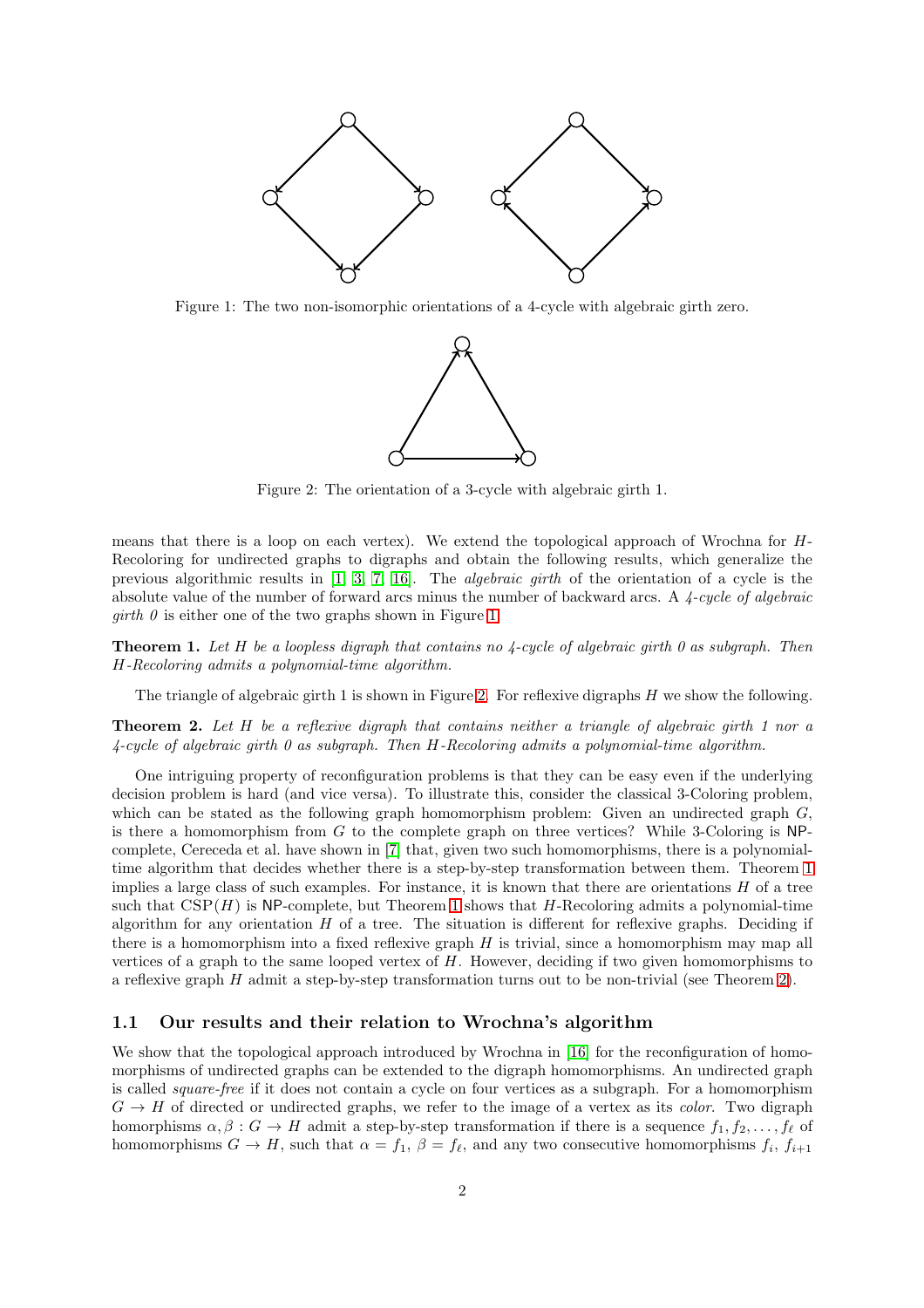Figure 1: The two non-isomorphic orientations of a 4-cycle with algebraic girth zero.

Figure 2: The orientation of a 3-cycle with algebraic girth 1.

means that there is a loop on each vertex). We extend the topological approach of Wrochna for $H$-Recoloring for undirected graphs to digraphs and obtain the following results, which generalize the previous algorithmic results in [1, 3, 7, 16]. The *algebraic girth* of the orientation of a cycle is the absolute value of the number of forward arcs minus the number of backward arcs. A *4-cycle of algebraic girth 0* is either one of the two graphs shown in Figure 1.

**Theorem 1.** *Let $H$ be a loopless digraph that contains no 4-cycle of algebraic girth 0 as subgraph. Then $H$-Recoloring admits a polynomial-time algorithm.*

The triangle of algebraic girth 1 is shown in Figure 2. For reflexive digraphs $H$ we show the following.

**Theorem 2.** *Let $H$ be a reflexive digraph that contains neither a triangle of algebraic girth 1 nor a 4-cycle of algebraic girth 0 as subgraph. Then $H$-Recoloring admits a polynomial-time algorithm.*

One intriguing property of reconfiguration problems is that they can be easy even if the underlying decision problem is hard (and vice versa). To illustrate this, consider the classical 3-Coloring problem, which can be stated as the following graph homomorphism problem: Given an undirected graph $G$, is there a homomorphism from $G$ to the complete graph on three vertices? While 3-Coloring is NP-complete, Cereceda et al. have shown in [7] that, given two such homomorphisms, there is a polynomial-time algorithm that decides whether there is a step-by-step transformation between them. Theorem 1 implies a large class of such examples. For instance, it is known that there are orientations $H$ of a tree such that $\mathrm{CSP}(H)$ is NP-complete, but Theorem 1 shows that $H$-Recoloring admits a polynomial-time algorithm for any orientation $H$ of a tree. The situation is different for reflexive graphs. Deciding if there is a homomorphism into a fixed reflexive graph $H$ is trivial, since a homomorphism may map all vertices of a graph to the same looped vertex of $H$. However, deciding if two given homomorphisms to a reflexive graph $H$ admit a step-by-step transformation turns out to be non-trivial (see Theorem 2).

### 1.1 Our results and their relation to Wrochna's algorithm

We show that the topological approach introduced by Wrochna in [16] for the reconfiguration of homomorphisms of undirected graphs can be extended to the digraph homomorphisms. An undirected graph is called *square-free* if it does not contain a cycle on four vertices as a subgraph. For a homomorphism $G \to H$ of directed or undirected graphs, we refer to the image of a vertex as its *color*. Two digraph homomorphisms $\alpha, \beta : G \to H$ admit a step-by-step transformation if there is a sequence $f_1, f_2, \ldots, f_\ell$ of homomorphisms $G \to H$, such that $\alpha = f_1$, $\beta = f_\ell$, and any two consecutive homomorphisms $f_i$, $f_{i+1}$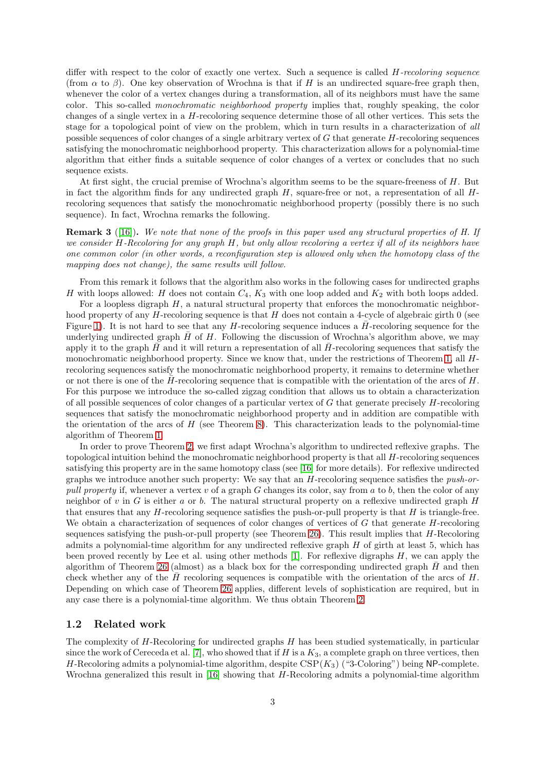differ with respect to the color of exactly one vertex. Such a sequence is called *$H$-recoloring sequence* (from $\alpha$ to $\beta$). One key observation of Wrochna is that if $H$ is an undirected square-free graph then, whenever the color of a vertex changes during a transformation, all of its neighbors must have the same color. This so-called *monochromatic neighborhood property* implies that, roughly speaking, the color changes of a single vertex in a $H$-recoloring sequence determine those of all other vertices. This sets the stage for a topological point of view on the problem, which in turn results in a characterization of *all* possible sequences of color changes of a single arbitrary vertex of $G$ that generate $H$-recoloring sequences satisfying the monochromatic neighborhood property. This characterization allows for a polynomial-time algorithm that either finds a suitable sequence of color changes of a vertex or concludes that no such sequence exists.

At first sight, the crucial premise of Wrochna's algorithm seems to be the square-freeness of $H$. But in fact the algorithm finds for any undirected graph $H$, square-free or not, a representation of all $H$-recoloring sequences that satisfy the monochromatic neighborhood property (possibly there is no such sequence). In fact, Wrochna remarks the following.

**Remark 3** ([16]). *We note that none of the proofs in this paper used any structural properties of $H$. If we consider $H$-Recoloring for any graph $H$, but only allow recoloring a vertex if all of its neighbors have one common color (in other words, a reconfiguration step is allowed only when the homotopy class of the mapping does not change), the same results will follow.*

From this remark it follows that the algorithm also works in the following cases for undirected graphs $H$ with loops allowed: $H$ does not contain $C_4$, $K_3$ with one loop added and $K_2$ with both loops added.

For a loopless digraph $H$, a natural structural property that enforces the monochromatic neighborhood property of any $H$-recoloring sequence is that $H$ does not contain a 4-cycle of algebraic girth 0 (see Figure 1). It is not hard to see that any $H$-recoloring sequence induces a $\bar{H}$-recoloring sequence for the underlying undirected graph $\bar{H}$ of $H$. Following the discussion of Wrochna's algorithm above, we may apply it to the graph $\bar{H}$ and it will return a representation of all $\bar{H}$-recoloring sequences that satisfy the monochromatic neighborhood property. Since we know that, under the restrictions of Theorem 1, all $H$-recoloring sequences satisfy the monochromatic neighborhood property, it remains to determine whether or not there is one of the $\bar{H}$-recoloring sequence that is compatible with the orientation of the arcs of $H$. For this purpose we introduce the so-called zigzag condition that allows us to obtain a characterization of all possible sequences of color changes of a particular vertex of $G$ that generate precisely $H$-recoloring sequences that satisfy the monochromatic neighborhood property and in addition are compatible with the orientation of the arcs of $H$ (see Theorem 8). This characterization leads to the polynomial-time algorithm of Theorem 1.

In order to prove Theorem 2, we first adapt Wrochna's algorithm to undirected reflexive graphs. The topological intuition behind the monochromatic neighborhood property is that all $H$-recoloring sequences satisfying this property are in the same homotopy class (see [16] for more details). For reflexive undirected graphs we introduce another such property: We say that an $H$-recoloring sequence satisfies the *push-or-pull property* if, whenever a vertex $v$ of a graph $G$ changes its color, say from $a$ to $b$, then the color of any neighbor of $v$ in $G$ is either $a$ or $b$. The natural structural property on a reflexive undirected graph $H$ that ensures that any $H$-recoloring sequence satisfies the push-or-pull property is that $H$ is triangle-free. We obtain a characterization of sequences of color changes of vertices of $G$ that generate $H$-recoloring sequences satisfying the push-or-pull property (see Theorem 26). This result implies that $H$-Recoloring admits a polynomial-time algorithm for any undirected reflexive graph $H$ of girth at least 5, which has been proved recently by Lee et al. using other methods [1]. For reflexive digraphs $H$, we can apply the algorithm of Theorem 26 (almost) as a black box for the corresponding undirected graph $\bar{H}$ and then check whether any of the $\bar{H}$ recoloring sequences is compatible with the orientation of the arcs of $H$. Depending on which case of Theorem 26 applies, different levels of sophistication are required, but in any case there is a polynomial-time algorithm. We thus obtain Theorem 2.

## 1.2 Related work

The complexity of $H$-Recoloring for undirected graphs $H$ has been studied systematically, in particular since the work of Cereceda et al. [7], who showed that if $H$ is a $K_3$, a complete graph on three vertices, then $H$-Recoloring admits a polynomial-time algorithm, despite $\mathrm{CSP}(K_3)$ ("3-Coloring") being NP-complete. Wrochna generalized this result in [16] showing that $H$-Recoloring admits a polynomial-time algorithm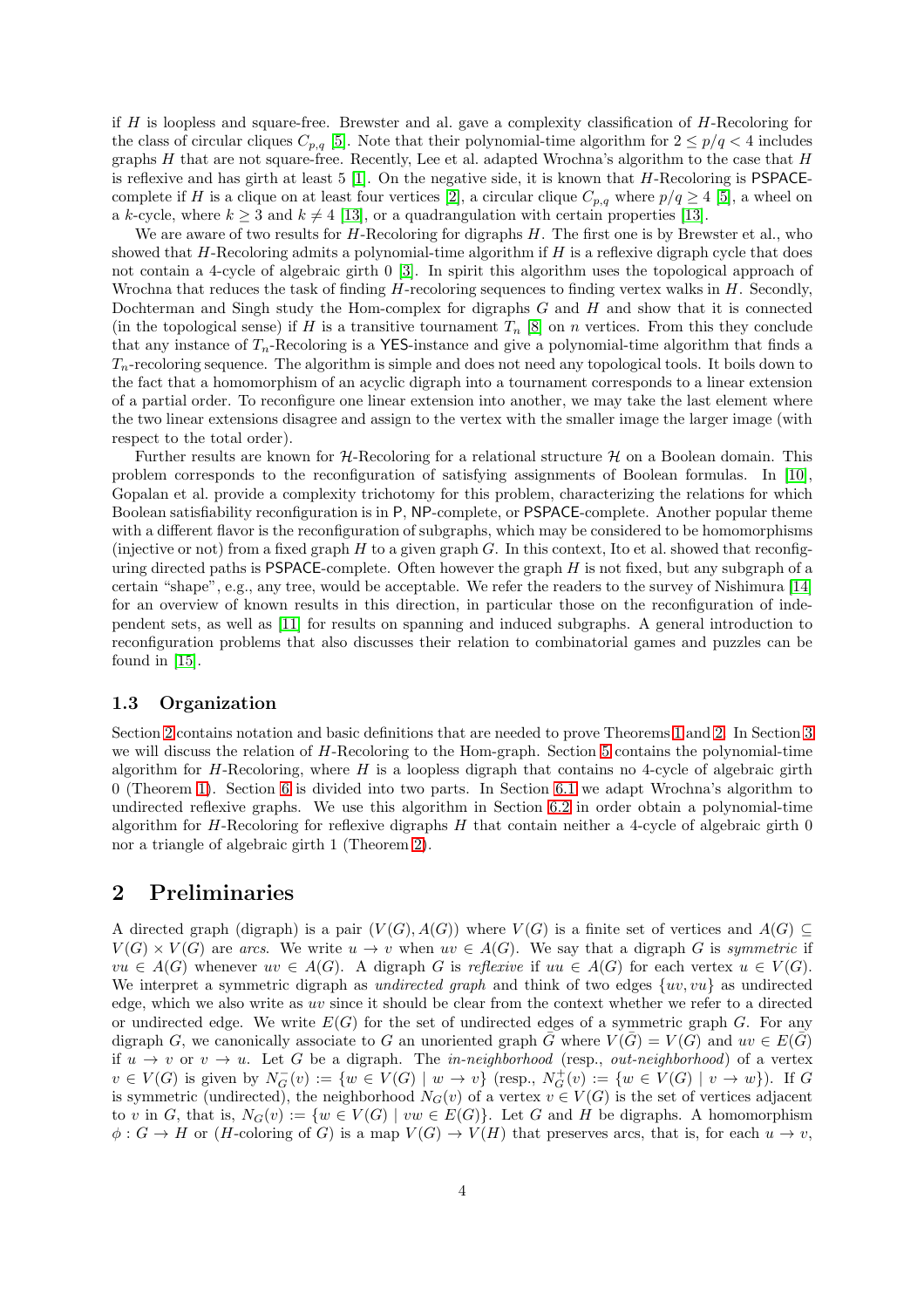if $H$ is loopless and square-free. Brewster and al. gave a complexity classification of $H$-Recoloring for the class of circular cliques $C_{p,q}$ [5]. Note that their polynomial-time algorithm for $2 \leq p/q < 4$ includes graphs $H$ that are not square-free. Recently, Lee et al. adapted Wrochna's algorithm to the case that $H$ is reflexive and has girth at least 5 [1]. On the negative side, it is known that $H$-Recoloring is PSPACE-complete if $H$ is a clique on at least four vertices [2], a circular clique $C_{p,q}$ where $p/q \geq 4$ [5], a wheel on a $k$-cycle, where $k \geq 3$ and $k \neq 4$ [13], or a quadrangulation with certain properties [13].

We are aware of two results for $H$-Recoloring for digraphs $H$. The first one is by Brewster et al., who showed that $H$-Recoloring admits a polynomial-time algorithm if $H$ is a reflexive digraph cycle that does not contain a 4-cycle of algebraic girth 0 [3]. In spirit this algorithm uses the topological approach of Wrochna that reduces the task of finding $H$-recoloring sequences to finding vertex walks in $H$. Secondly, Dochterman and Singh study the Hom-complex for digraphs $G$ and $H$ and show that it is connected (in the topological sense) if $H$ is a transitive tournament $T_n$ [8] on $n$ vertices. From this they conclude that any instance of $T_n$-Recoloring is a YES-instance and give a polynomial-time algorithm that finds a $T_n$-recoloring sequence. The algorithm is simple and does not need any topological tools. It boils down to the fact that a homomorphism of an acyclic digraph into a tournament corresponds to a linear extension of a partial order. To reconfigure one linear extension into another, we may take the last element where the two linear extensions disagree and assign to the vertex with the smaller image the larger image (with respect to the total order).

Further results are known for $\mathcal{H}$-Recoloring for a relational structure $\mathcal{H}$ on a Boolean domain. This problem corresponds to the reconfiguration of satisfying assignments of Boolean formulas. In [10], Gopalan et al. provide a complexity trichotomy for this problem, characterizing the relations for which Boolean satisfiability reconfiguration is in P, NP-complete, or PSPACE-complete. Another popular theme with a different flavor is the reconfiguration of subgraphs, which may be considered to be homomorphisms (injective or not) from a fixed graph $H$ to a given graph $G$. In this context, Ito et al. showed that reconfiguring directed paths is PSPACE-complete. Often however the graph $H$ is not fixed, but any subgraph of a certain "shape", e.g., any tree, would be acceptable. We refer the readers to the survey of Nishimura [14] for an overview of known results in this direction, in particular those on the reconfiguration of independent sets, as well as [11] for results on spanning and induced subgraphs. A general introduction to reconfiguration problems that also discusses their relation to combinatorial games and puzzles can be found in [15].

### 1.3 Organization

Section 2 contains notation and basic definitions that are needed to prove Theorems 1 and 2. In Section 3 we will discuss the relation of $H$-Recoloring to the Hom-graph. Section 5 contains the polynomial-time algorithm for $H$-Recoloring, where $H$ is a loopless digraph that contains no 4-cycle of algebraic girth 0 (Theorem 1). Section 6 is divided into two parts. In Section 6.1 we adapt Wrochna's algorithm to undirected reflexive graphs. We use this algorithm in Section 6.2 in order obtain a polynomial-time algorithm for $H$-Recoloring for reflexive digraphs $H$ that contain neither a 4-cycle of algebraic girth 0 nor a triangle of algebraic girth 1 (Theorem 2).

## 2 Preliminaries

A directed graph (digraph) is a pair $(V(G), A(G))$ where $V(G)$ is a finite set of vertices and $A(G) \subseteq V(G) \times V(G)$ are *arcs*. We write $u \to v$ when $uv \in A(G)$. We say that a digraph $G$ is *symmetric* if $vu \in A(G)$ whenever $uv \in A(G)$. A digraph $G$ is *reflexive* if $uu \in A(G)$ for each vertex $u \in V(G)$. We interpret a symmetric digraph as *undirected graph* and think of two edges $\{uv, vu\}$ as undirected edge, which we also write as $uv$ since it should be clear from the context whether we refer to a directed or undirected edge. We write $E(G)$ for the set of undirected edges of a symmetric graph $G$. For any digraph $G$, we canonically associate to $G$ an unoriented graph $\bar{G}$ where $V(\bar{G}) = V(G)$ and $uv \in E(\bar{G})$ if $u \to v$ or $v \to u$. Let $G$ be a digraph. The *in-neighborhood* (resp., *out-neighborhood*) of a vertex $v \in V(G)$ is given by $N_G^-(v) := \{w \in V(G) \mid w \to v\}$ (resp., $N_G^+(v) := \{w \in V(G) \mid v \to w\}$). If $G$ is symmetric (undirected), the neighborhood $N_G(v)$ of a vertex $v \in V(G)$ is the set of vertices adjacent to $v$ in $G$, that is, $N_G(v) := \{w \in V(G) \mid vw \in E(G)\}$. Let $G$ and $H$ be digraphs. A homomorphism $\phi : G \to H$ or ($H$-coloring of $G$) is a map $V(G) \to V(H)$ that preserves arcs, that is, for each $u \to v$,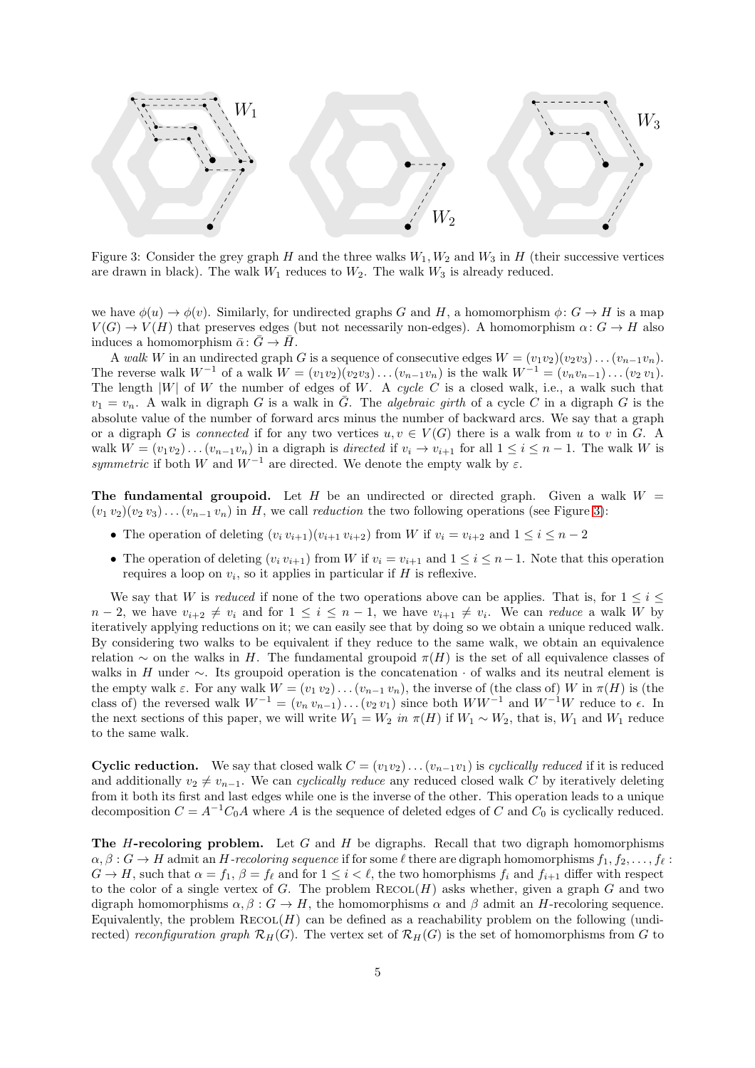Figure 3: Consider the grey graph $H$ and the three walks $W_1, W_2$ and $W_3$ in $H$ (their successive vertices are drawn in black). The walk $W_1$ reduces to $W_2$. The walk $W_3$ is already reduced.

we have $\phi(u) \to \phi(v)$. Similarly, for undirected graphs $G$ and $H$, a homomorphism $\phi\colon G \to H$ is a map $V(G) \to V(H)$ that preserves edges (but not necessarily non-edges). A homomorphism $\alpha\colon G \to H$ also induces a homomorphism $\bar{\alpha}\colon \bar{G} \to \bar{H}$.

A *walk* $W$ in an undirected graph $G$ is a sequence of consecutive edges $W = (v_1 v_2)(v_2 v_3) \dots (v_{n-1} v_n)$. The reverse walk $W^{-1}$ of a walk $W = (v_1 v_2) \dots (v_{n-1} v_n)$ is the walk $W^{-1} = (v_n v_{n-1}) \dots (v_2\, v_1)$. The length $|W|$ of $W$ the number of edges of $W$. A *cycle* $C$ is a closed walk, i.e., a walk such that $v_1 = v_n$. A walk in digraph $G$ is a walk in $\bar{G}$. The *algebraic girth* of a cycle $C$ in a digraph $G$ is the absolute value of the number of forward arcs minus the number of backward arcs. We say that a graph or a digraph $G$ is *connected* if for any two vertices $u, v \in V(G)$ there is a walk from $u$ to $v$ in $G$. A walk $W = (v_1 v_2) \dots (v_{n-1} v_n)$ in a digraph is *directed* if $v_i \to v_{i+1}$ for all $1 \leq i \leq n-1$. The walk $W$ is *symmetric* if both $W$ and $W^{-1}$ are directed. We denote the empty walk by $\varepsilon$.

**The fundamental groupoid.** Let $H$ be an undirected or directed graph. Given a walk $W = (v_1\, v_2)(v_2\, v_3) \dots (v_{n-1}\, v_n)$ in $H$, we call *reduction* the two following operations (see Figure 3):

- The operation of deleting $(v_i\, v_{i+1})(v_{i+1}\, v_{i+2})$ from $W$ if $v_i = v_{i+2}$ and $1 \leq i \leq n-2$
- The operation of deleting $(v_i\, v_{i+1})$ from $W$ if $v_i = v_{i+1}$ and $1 \leq i \leq n-1$. Note that this operation requires a loop on $v_i$, so it applies in particular if $H$ is reflexive.

We say that $W$ is *reduced* if none of the two operations above can be applies. That is, for $1 \leq i \leq n-2$, we have $v_{i+2} \neq v_i$ and for $1 \leq i \leq n-1$, we have $v_{i+1} \neq v_i$. We can *reduce* a walk $W$ by iteratively applying reductions on it; we can easily see that by doing so we obtain a unique reduced walk. By considering two walks to be equivalent if they reduce to the same walk, we obtain an equivalence relation $\sim$ on the walks in $H$. The fundamental groupoid $\pi(H)$ is the set of all equivalence classes of walks in $H$ under $\sim$. Its groupoid operation is the concatenation $\cdot$ of walks and its neutral element is the empty walk $\varepsilon$. For any walk $W = (v_1\, v_2) \dots (v_{n-1}\, v_n)$, the inverse of (the class of) $W$ in $\pi(H)$ is (the class of) the reversed walk $W^{-1} = (v_n\, v_{n-1}) \dots (v_2\, v_1)$ since both $WW^{-1}$ and $W^{-1}W$ reduce to $\epsilon$. In the next sections of this paper, we will write $W_1 = W_2$ *in* $\pi(H)$ if $W_1 \sim W_2$, that is, $W_1$ and $W_1$ reduce to the same walk.

**Cyclic reduction.** We say that closed walk $C = (v_1 v_2) \dots (v_{n-1} v_1)$ is *cyclically reduced* if it is reduced and additionally $v_2 \neq v_{n-1}$. We can *cyclically reduce* any reduced closed walk $C$ by iteratively deleting from it both its first and last edges while one is the inverse of the other. This operation leads to a unique decomposition $C = A^{-1} C_0 A$ where $A$ is the sequence of deleted edges of $C$ and $C_0$ is cyclically reduced.

**The $H$-recoloring problem.** Let $G$ and $H$ be digraphs. Recall that two digraph homomorphisms $\alpha, \beta : G \to H$ admit an $H$-*recoloring sequence* if for some $\ell$ there are digraph homomorphisms $f_1, f_2, \dots, f_\ell : G \to H$, such that $\alpha = f_1$, $\beta = f_\ell$ and for $1 \leq i < \ell$, the two homorphisms $f_i$ and $f_{i+1}$ differ with respect to the color of a single vertex of $G$. The problem $\textsc{Recol}(H)$ asks whether, given a graph $G$ and two digraph homomorphisms $\alpha, \beta : G \to H$, the homomorphisms $\alpha$ and $\beta$ admit an $H$-recoloring sequence. Equivalently, the problem $\textsc{Recol}(H)$ can be defined as a reachability problem on the following (undirected) *reconfiguration graph* $\mathcal{R}_H(G)$. The vertex set of $\mathcal{R}_H(G)$ is the set of homomorphisms from $G$ to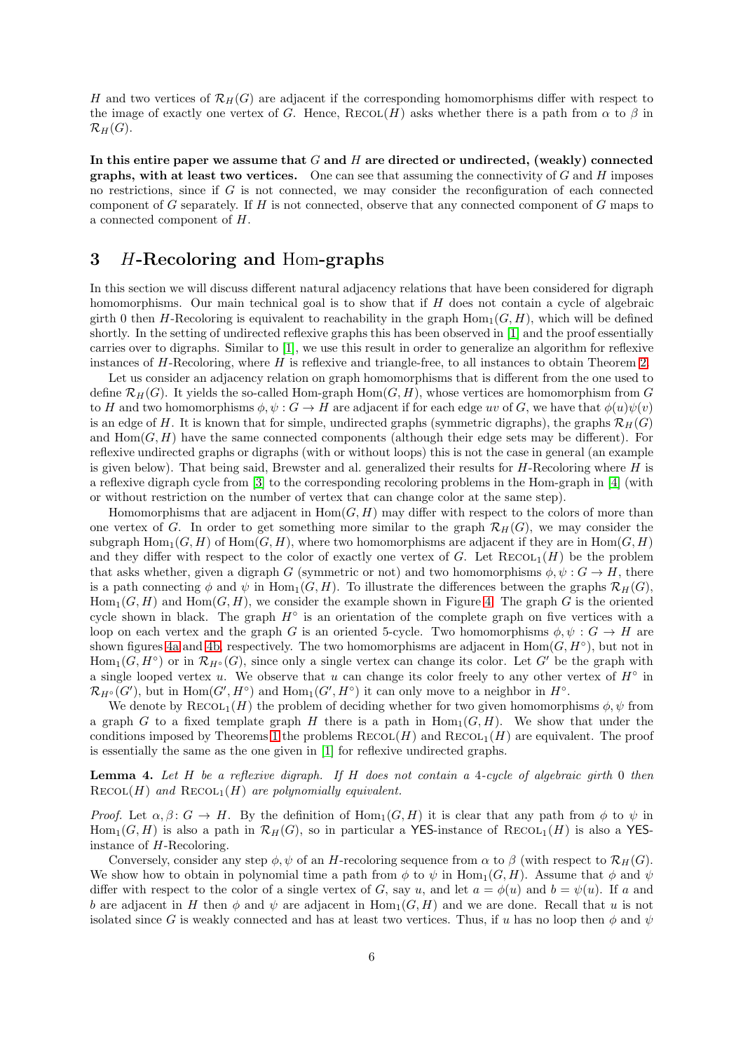$H$ and two vertices of $\mathcal{R}_H(G)$ are adjacent if the corresponding homomorphisms differ with respect to the image of exactly one vertex of $G$. Hence, Recol($H$) asks whether there is a path from $\alpha$ to $\beta$ in $\mathcal{R}_H(G)$.

**In this entire paper we assume that $G$ and $H$ are directed or undirected, (weakly) connected graphs, with at least two vertices.** One can see that assuming the connectivity of $G$ and $H$ imposes no restrictions, since if $G$ is not connected, we may consider the reconfiguration of each connected component of $G$ separately. If $H$ is not connected, observe that any connected component of $G$ maps to a connected component of $H$.

## 3 $H$-Recoloring and Hom-graphs

In this section we will discuss different natural adjacency relations that have been considered for digraph homomorphisms. Our main technical goal is to show that if $H$ does not contain a cycle of algebraic girth 0 then $H$-Recoloring is equivalent to reachability in the graph $\mathrm{Hom}_1(G, H)$, which will be defined shortly. In the setting of undirected reflexive graphs this has been observed in [1] and the proof essentially carries over to digraphs. Similar to [1], we use this result in order to generalize an algorithm for reflexive instances of $H$-Recoloring, where $H$ is reflexive and triangle-free, to all instances to obtain Theorem 2.

Let us consider an adjacency relation on graph homomorphisms that is different from the one used to define $\mathcal{R}_H(G)$. It yields the so-called Hom-graph $\mathrm{Hom}(G, H)$, whose vertices are homomorphism from $G$ to $H$ and two homomorphisms $\phi, \psi : G \to H$ are adjacent if for each edge $uv$ of $G$, we have that $\phi(u)\psi(v)$ is an edge of $H$. It is known that for simple, undirected graphs (symmetric digraphs), the graphs $\mathcal{R}_H(G)$ and $\mathrm{Hom}(G, H)$ have the same connected components (although their edge sets may be different). For reflexive undirected graphs or digraphs (with or without loops) this is not the case in general (an example is given below). That being said, Brewster and al. generalized their results for $H$-Recoloring where $H$ is a reflexive digraph cycle from [3] to the corresponding recoloring problems in the Hom-graph in [4] (with or without restriction on the number of vertex that can change color at the same step).

Homomorphisms that are adjacent in $\mathrm{Hom}(G, H)$ may differ with respect to the colors of more than one vertex of $G$. In order to get something more similar to the graph $\mathcal{R}_H(G)$, we may consider the subgraph $\mathrm{Hom}_1(G, H)$ of $\mathrm{Hom}(G, H)$, where two homomorphisms are adjacent if they are in $\mathrm{Hom}(G, H)$ and they differ with respect to the color of exactly one vertex of $G$. Let Recol$_1$($H$) be the problem that asks whether, given a digraph $G$ (symmetric or not) and two homomorphisms $\phi, \psi : G \to H$, there is a path connecting $\phi$ and $\psi$ in $\mathrm{Hom}_1(G, H)$. To illustrate the differences between the graphs $\mathcal{R}_H(G)$, $\mathrm{Hom}_1(G, H)$ and $\mathrm{Hom}(G, H)$, we consider the example shown in Figure 4. The graph $G$ is the oriented cycle shown in black. The graph $H^\circ$ is an orientation of the complete graph on five vertices with a loop on each vertex and the graph $G$ is an oriented 5-cycle. Two homomorphisms $\phi, \psi : G \to H$ are shown figures 4a and 4b, respectively. The two homomorphisms are adjacent in $\mathrm{Hom}(G, H^\circ)$, but not in $\mathrm{Hom}_1(G, H^\circ)$ or in $\mathcal{R}_{H^\circ}(G)$, since only a single vertex can change its color. Let $G'$ be the graph with a single looped vertex $u$. We observe that $u$ can change its color freely to any other vertex of $H^\circ$ in $\mathcal{R}_{H^\circ}(G')$, but in $\mathrm{Hom}(G', H^\circ)$ and $\mathrm{Hom}_1(G', H^\circ)$ it can only move to a neighbor in $H^\circ$.

We denote by Recol$_1$($H$) the problem of deciding whether for two given homomorphisms $\phi, \psi$ from a graph $G$ to a fixed template graph $H$ there is a path in $\mathrm{Hom}_1(G, H)$. We show that under the conditions imposed by Theorems 1 the problems Recol($H$) and Recol$_1$($H$) are equivalent. The proof is essentially the same as the one given in [1] for reflexive undirected graphs.

**Lemma 4.** *Let $H$ be a reflexive digraph. If $H$ does not contain a 4-cycle of algebraic girth 0 then* Recol($H$) *and* Recol$_1$($H$) *are polynomially equivalent.*

*Proof.* Let $\alpha, \beta \colon G \to H$. By the definition of $\mathrm{Hom}_1(G, H)$ it is clear that any path from $\phi$ to $\psi$ in $\mathrm{Hom}_1(G, H)$ is also a path in $\mathcal{R}_H(G)$, so in particular a YES-instance of Recol$_1$($H$) is also a YES-instance of $H$-Recoloring.

Conversely, consider any step $\phi, \psi$ of an $H$-recoloring sequence from $\alpha$ to $\beta$ (with respect to $\mathcal{R}_H(G)$. We show how to obtain in polynomial time a path from $\phi$ to $\psi$ in $\mathrm{Hom}_1(G, H)$. Assume that $\phi$ and $\psi$ differ with respect to the color of a single vertex of $G$, say $u$, and let $a = \phi(u)$ and $b = \psi(u)$. If $a$ and $b$ are adjacent in $H$ then $\phi$ and $\psi$ are adjacent in $\mathrm{Hom}_1(G, H)$ and we are done. Recall that $u$ is not isolated since $G$ is weakly connected and has at least two vertices. Thus, if $u$ has no loop then $\phi$ and $\psi$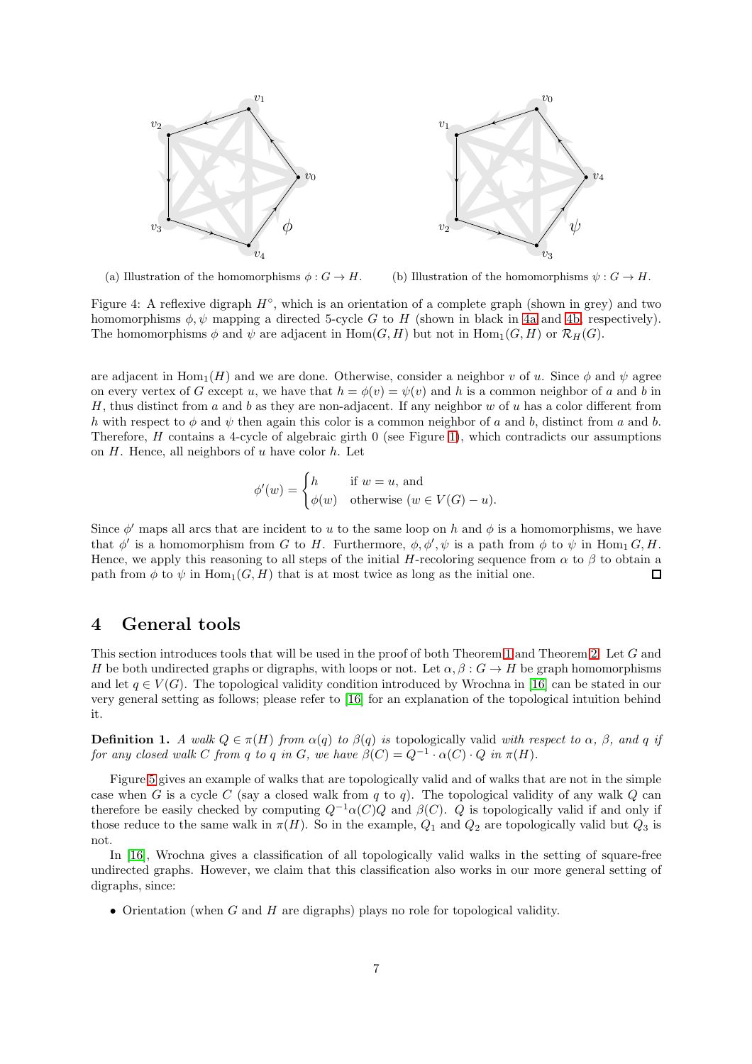(a) Illustration of the homomorphisms $\phi : G \to H$.

(b) Illustration of the homomorphisms $\psi : G \to H$.

Figure 4: A reflexive digraph $H^{\circ}$, which is an orientation of a complete graph (shown in grey) and two homomorphisms $\phi, \psi$ mapping a directed 5-cycle $G$ to $H$ (shown in black in 4a and 4b, respectively). The homomorphisms $\phi$ and $\psi$ are adjacent in $\mathrm{Hom}(G, H)$ but not in $\mathrm{Hom}_1(G, H)$ or $\mathcal{R}_H(G)$.

are adjacent in $\mathrm{Hom}_1(H)$ and we are done. Otherwise, consider a neighbor $v$ of $u$. Since $\phi$ and $\psi$ agree on every vertex of $G$ except $u$, we have that $h = \phi(v) = \psi(v)$ and $h$ is a common neighbor of $a$ and $b$ in $H$, thus distinct from $a$ and $b$ as they are non-adjacent. If any neighbor $w$ of $u$ has a color different from $h$ with respect to $\phi$ and $\psi$ then again this color is a common neighbor of $a$ and $b$, distinct from $a$ and $b$. Therefore, $H$ contains a 4-cycle of algebraic girth 0 (see Figure 1), which contradicts our assumptions on $H$. Hence, all neighbors of $u$ have color $h$. Let

$$\phi'(w) = \begin{cases} h & \text{if } w = u, \text{ and} \\ \phi(w) & \text{otherwise } (w \in V(G) - u). \end{cases}$$

Since $\phi'$ maps all arcs that are incident to $u$ to the same loop on $h$ and $\phi$ is a homomorphisms, we have that $\phi'$ is a homomorphism from $G$ to $H$. Furthermore, $\phi, \phi', \psi$ is a path from $\phi$ to $\psi$ in $\mathrm{Hom}_1 G, H$. Hence, we apply this reasoning to all steps of the initial $H$-recoloring sequence from $\alpha$ to $\beta$ to obtain a path from $\phi$ to $\psi$ in $\mathrm{Hom}_1(G, H)$ that is at most twice as long as the initial one. □

# 4 General tools

This section introduces tools that will be used in the proof of both Theorem 1 and Theorem 2. Let $G$ and $H$ be both undirected graphs or digraphs, with loops or not. Let $\alpha, \beta : G \to H$ be graph homomorphisms and let $q \in V(G)$. The topological validity condition introduced by Wrochna in [16] can be stated in our very general setting as follows; please refer to [16] for an explanation of the topological intuition behind it.

**Definition 1.** *A walk $Q \in \pi(H)$ from $\alpha(q)$ to $\beta(q)$ is* topologically valid *with respect to $\alpha$, $\beta$, and $q$ if for any closed walk $C$ from $q$ to $q$ in $G$, we have $\beta(C) = Q^{-1} \cdot \alpha(C) \cdot Q$ in $\pi(H)$.*

Figure 5 gives an example of walks that are topologically valid and of walks that are not in the simple case when $G$ is a cycle $C$ (say a closed walk from $q$ to $q$). The topological validity of any walk $Q$ can therefore be easily checked by computing $Q^{-1}\alpha(C)Q$ and $\beta(C)$. $Q$ is topologically valid if and only if those reduce to the same walk in $\pi(H)$. So in the example, $Q_1$ and $Q_2$ are topologically valid but $Q_3$ is not.

In [16], Wrochna gives a classification of all topologically valid walks in the setting of square-free undirected graphs. However, we claim that this classification also works in our more general setting of digraphs, since:

- Orientation (when $G$ and $H$ are digraphs) plays no role for topological validity.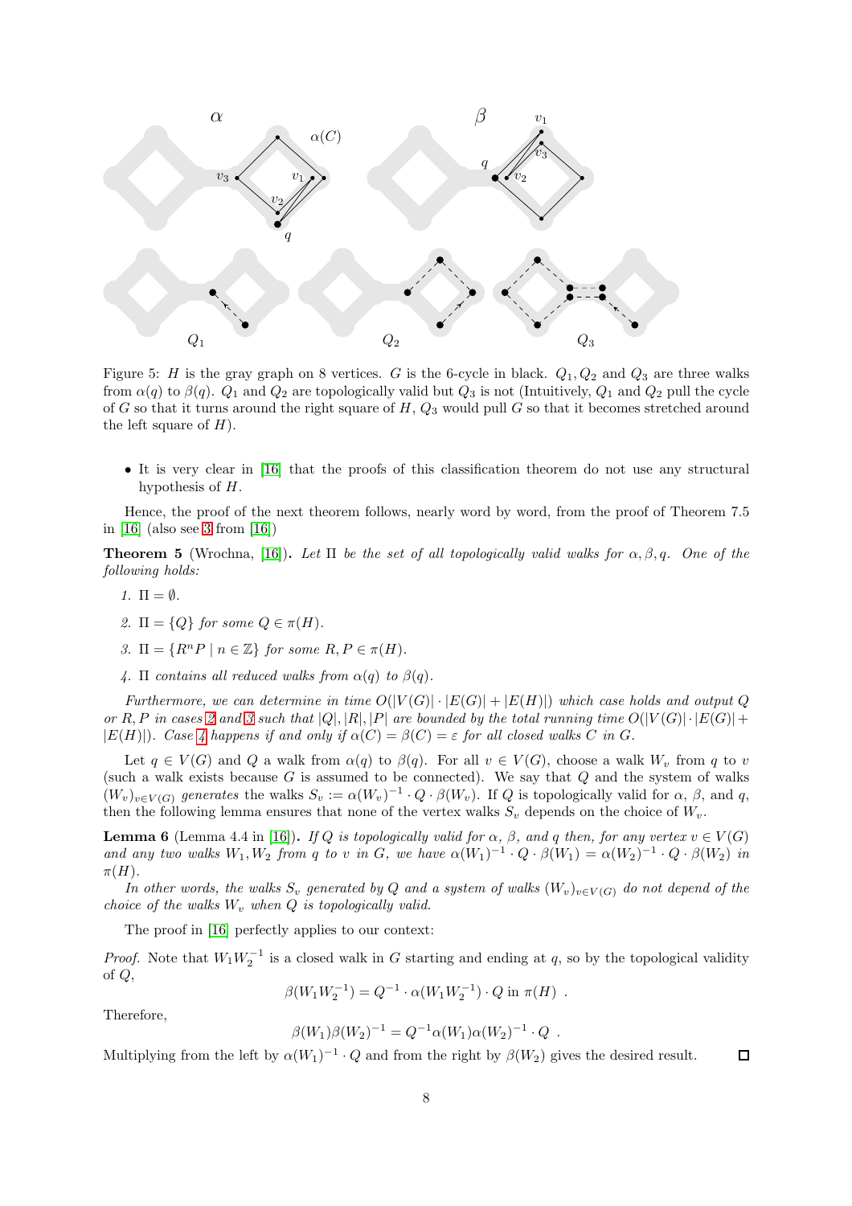Figure 5: $H$ is the gray graph on 8 vertices. $G$ is the 6-cycle in black. $Q_1, Q_2$ and $Q_3$ are three walks from $\alpha(q)$ to $\beta(q)$. $Q_1$ and $Q_2$ are topologically valid but $Q_3$ is not (Intuitively, $Q_1$ and $Q_2$ pull the cycle of $G$ so that it turns around the right square of $H$, $Q_3$ would pull $G$ so that it becomes stretched around the left square of $H$).

- It is very clear in [16] that the proofs of this classification theorem do not use any structural hypothesis of $H$.

Hence, the proof of the next theorem follows, nearly word by word, from the proof of Theorem 7.5 in [16] (also see 3 from [16])

**Theorem 5** (Wrochna, [16]). *Let $\Pi$ be the set of all topologically valid walks for $\alpha, \beta, q$. One of the following holds:*

1. $\Pi = \emptyset$.
2. $\Pi = \{Q\}$ *for some* $Q \in \pi(H)$.
3. $\Pi = \{R^n P \mid n \in \mathbb{Z}\}$ *for some* $R, P \in \pi(H)$.
4. $\Pi$ *contains all reduced walks from* $\alpha(q)$ *to* $\beta(q)$.

*Furthermore, we can determine in time $O(|V(G)| \cdot |E(G)| + |E(H)|)$ which case holds and output $Q$ or $R, P$ in cases 2 and 3 such that $|Q|, |R|, |P|$ are bounded by the total running time $O(|V(G)| \cdot |E(G)| + |E(H)|)$. Case 4 happens if and only if $\alpha(C) = \beta(C) = \varepsilon$ for all closed walks $C$ in $G$.*

Let $q \in V(G)$ and $Q$ a walk from $\alpha(q)$ to $\beta(q)$. For all $v \in V(G)$, choose a walk $W_v$ from $q$ to $v$ (such a walk exists because $G$ is assumed to be connected). We say that $Q$ and the system of walks $(W_v)_{v \in V(G)}$ *generates* the walks $S_v := \alpha(W_v)^{-1} \cdot Q \cdot \beta(W_v)$. If $Q$ is topologically valid for $\alpha$, $\beta$, and $q$, then the following lemma ensures that none of the vertex walks $S_v$ depends on the choice of $W_v$.

**Lemma 6** (Lemma 4.4 in [16]). *If $Q$ is topologically valid for $\alpha$, $\beta$, and $q$ then, for any vertex $v \in V(G)$ and any two walks $W_1, W_2$ from $q$ to $v$ in $G$, we have $\alpha(W_1)^{-1} \cdot Q \cdot \beta(W_1) = \alpha(W_2)^{-1} \cdot Q \cdot \beta(W_2)$ in $\pi(H)$.*

*In other words, the walks $S_v$ generated by $Q$ and a system of walks $(W_v)_{v \in V(G)}$ do not depend of the choice of the walks $W_v$ when $Q$ is topologically valid.*

The proof in [16] perfectly applies to our context:

*Proof.* Note that $W_1 W_2^{-1}$ is a closed walk in $G$ starting and ending at $q$, so by the topological validity of $Q$,

$$\beta(W_1 W_2^{-1}) = Q^{-1} \cdot \alpha(W_1 W_2^{-1}) \cdot Q \text{ in } \pi(H) \ .$$

Therefore,

$$\beta(W_1)\beta(W_2)^{-1} = Q^{-1}\alpha(W_1)\alpha(W_2)^{-1} \cdot Q \ .$$

Multiplying from the left by $\alpha(W_1)^{-1} \cdot Q$ and from the right by $\beta(W_2)$ gives the desired result. ☐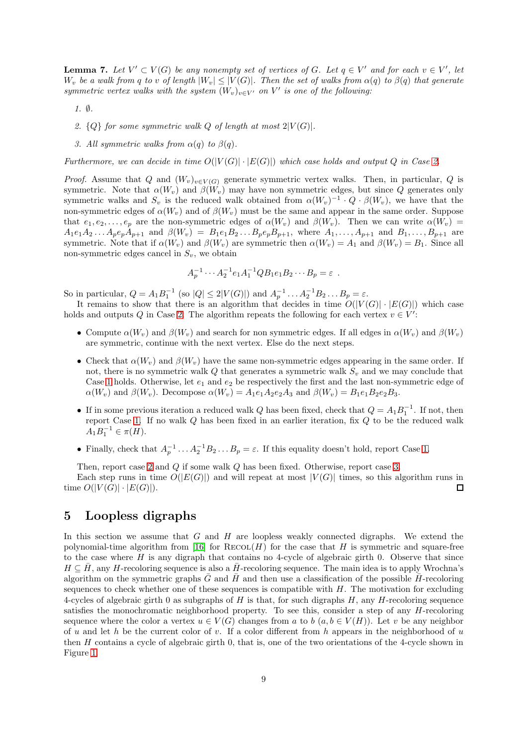**Lemma 7.** *Let $V' \subset V(G)$ be any nonempty set of vertices of $G$. Let $q \in V'$ and for each $v \in V'$, let $W_v$ be a walk from $q$ to $v$ of length $|W_v| \leq |V(G)|$. Then the set of walks from $\alpha(q)$ to $\beta(q)$ that generate symmetric vertex walks with the system $(W_v)_{v \in V'}$ on $V'$ is one of the following:*

1. $\emptyset$.
2. $\{Q\}$ *for some symmetric walk $Q$ of length at most $2|V(G)|$.*
3. *All symmetric walks from $\alpha(q)$ to $\beta(q)$.*

*Furthermore, we can decide in time $O(|V(G)| \cdot |E(G)|)$ which case holds and output $Q$ in Case 2.*

*Proof.* Assume that $Q$ and $(W_v)_{v \in V(G)}$ generate symmetric vertex walks. Then, in particular, $Q$ is symmetric. Note that $\alpha(W_v)$ and $\beta(W_v)$ may have non symmetric edges, but since $Q$ generates only symmetric walks and $S_v$ is the reduced walk obtained from $\alpha(W_v)^{-1} \cdot Q \cdot \beta(W_v)$, we have that the non-symmetric edges of $\alpha(W_v)$ and of $\beta(W_v)$ must be the same and appear in the same order. Suppose that $e_1, e_2, \ldots, e_p$ are the non-symmetric edges of $\alpha(W_v)$ and $\beta(W_v)$. Then we can write $\alpha(W_v) = A_1 e_1 A_2 \ldots A_p e_p A_{p+1}$ and $\beta(W_v) = B_1 e_1 B_2 \ldots B_p e_p B_{p+1}$, where $A_1, \ldots, A_{p+1}$ and $B_1, \ldots, B_{p+1}$ are symmetric. Note that if $\alpha(W_v)$ and $\beta(W_v)$ are symmetric then $\alpha(W_v) = A_1$ and $\beta(W_v) = B_1$. Since all non-symmetric edges cancel in $S_v$, we obtain

$$A_p^{-1} \cdots A_2^{-1} e_1 A_1^{-1} Q B_1 e_1 B_2 \cdots B_p = \varepsilon \ .$$

So in particular, $Q = A_1 B_1^{-1}$ (so $|Q| \leq 2|V(G)|$) and $A_p^{-1} \ldots A_2^{-1} B_2 \ldots B_p = \varepsilon$.

It remains to show that there is an algorithm that decides in time $O(|V(G)| \cdot |E(G)|)$ which case holds and outputs $Q$ in Case 2. The algorithm repeats the following for each vertex $v \in V'$:

- Compute $\alpha(W_v)$ and $\beta(W_v)$ and search for non symmetric edges. If all edges in $\alpha(W_v)$ and $\beta(W_v)$ are symmetric, continue with the next vertex. Else do the next steps.
- Check that $\alpha(W_v)$ and $\beta(W_v)$ have the same non-symmetric edges appearing in the same order. If not, there is no symmetric walk $Q$ that generates a symmetric walk $S_v$ and we may conclude that Case 1 holds. Otherwise, let $e_1$ and $e_2$ be respectively the first and the last non-symmetric edge of $\alpha(W_v)$ and $\beta(W_v)$. Decompose $\alpha(W_v) = A_1 e_1 A_2 e_2 A_3$ and $\beta(W_v) = B_1 e_1 B_2 e_2 B_3$.
- If in some previous iteration a reduced walk $Q$ has been fixed, check that $Q = A_1 B_1^{-1}$. If not, then report Case 1. If no walk $Q$ has been fixed in an earlier iteration, fix $Q$ to be the reduced walk $A_1 B_1^{-1} \in \pi(H)$.
- Finally, check that $A_p^{-1} \ldots A_2^{-1} B_2 \ldots B_p = \varepsilon$. If this equality doesn't hold, report Case 1.

Then, report case 2 and $Q$ if some walk $Q$ has been fixed. Otherwise, report case 3.

Each step runs in time $O(|E(G)|)$ and will repeat at most $|V(G)|$ times, so this algorithm runs in time $O(|V(G)| \cdot |E(G)|)$. ◻

## 5 Loopless digraphs

In this section we assume that $G$ and $H$ are loopless weakly connected digraphs. We extend the polynomial-time algorithm from [16] for Recol($H$) for the case that $H$ is symmetric and square-free to the case where $H$ is any digraph that contains no 4-cycle of algebraic girth 0. Observe that since $H \subseteq \bar{H}$, any $H$-recoloring sequence is also a $\bar{H}$-recoloring sequence. The main idea is to apply Wrochna's algorithm on the symmetric graphs $\bar{G}$ and $\bar{H}$ and then use a classification of the possible $\bar{H}$-recoloring sequences to check whether one of these sequences is compatible with $H$. The motivation for excluding 4-cycles of algebraic girth 0 as subgraphs of $H$ is that, for such digraphs $H$, any $H$-recoloring sequence satisfies the monochromatic neighborhood property. To see this, consider a step of any $H$-recoloring sequence where the color a vertex $u \in V(G)$ changes from $a$ to $b$ ($a, b \in V(H)$). Let $v$ be any neighbor of $u$ and let $h$ be the current color of $v$. If a color different from $h$ appears in the neighborhood of $u$ then $H$ contains a cycle of algebraic girth 0, that is, one of the two orientations of the 4-cycle shown in Figure 1.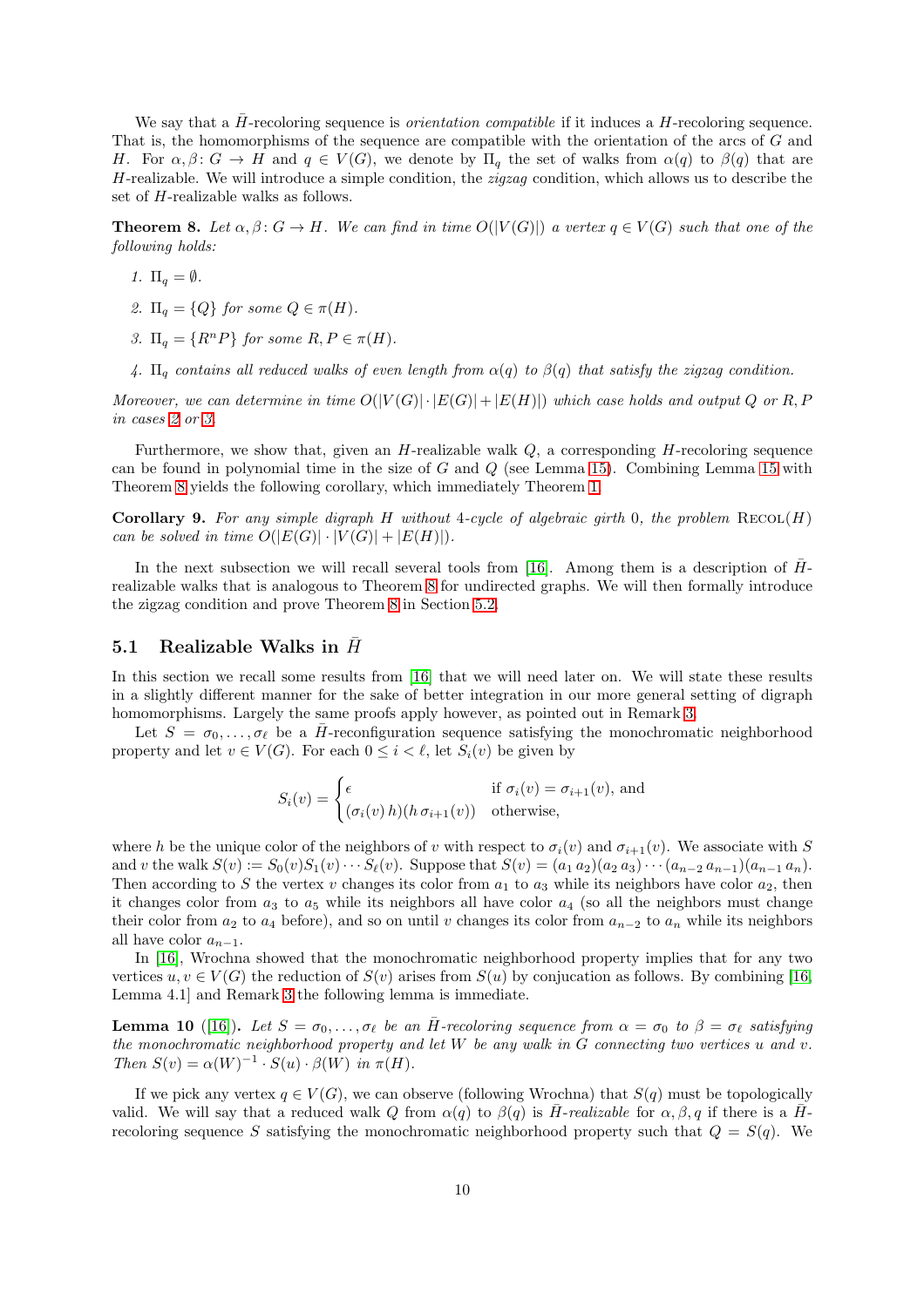We say that a $\bar{H}$-recoloring sequence is *orientation compatible* if it induces a $H$-recoloring sequence. That is, the homomorphisms of the sequence are compatible with the orientation of the arcs of $G$ and $H$. For $\alpha, \beta \colon G \to H$ and $q \in V(G)$, we denote by $\Pi_q$ the set of walks from $\alpha(q)$ to $\beta(q)$ that are $H$-realizable. We will introduce a simple condition, the *zigzag* condition, which allows us to describe the set of $H$-realizable walks as follows.

**Theorem 8.** *Let $\alpha, \beta \colon G \to H$. We can find in time $O(|V(G)|)$ a vertex $q \in V(G)$ such that one of the following holds:*

1. $\Pi_q = \emptyset$.
2. $\Pi_q = \{Q\}$ *for some* $Q \in \pi(H)$.
3. $\Pi_q = \{R^n P\}$ *for some* $R, P \in \pi(H)$.
4. $\Pi_q$ *contains all reduced walks of even length from $\alpha(q)$ to $\beta(q)$ that satisfy the zigzag condition.*

*Moreover, we can determine in time $O(|V(G)| \cdot |E(G)| + |E(H)|)$ which case holds and output $Q$ or $R, P$ in cases 2 or 3.*

Furthermore, we show that, given an $H$-realizable walk $Q$, a corresponding $H$-recoloring sequence can be found in polynomial time in the size of $G$ and $Q$ (see Lemma 15). Combining Lemma 15 with Theorem 8 yields the following corollary, which immediately Theorem 1.

**Corollary 9.** *For any simple digraph $H$ without 4-cycle of algebraic girth 0, the problem* Recol($H$) *can be solved in time $O(|E(G)| \cdot |V(G)| + |E(H)|)$.*

In the next subsection we will recall several tools from [16]. Among them is a description of $\bar{H}$-realizable walks that is analogous to Theorem 8 for undirected graphs. We will then formally introduce the zigzag condition and prove Theorem 8 in Section 5.2.

## 5.1 Realizable Walks in $\bar{H}$

In this section we recall some results from [16] that we will need later on. We will state these results in a slightly different manner for the sake of better integration in our more general setting of digraph homomorphisms. Largely the same proofs apply however, as pointed out in Remark 3.

Let $S = \sigma_0, \ldots, \sigma_\ell$ be a $\bar{H}$-reconfiguration sequence satisfying the monochromatic neighborhood property and let $v \in V(G)$. For each $0 \leq i < \ell$, let $S_i(v)$ be given by

$$S_i(v) = \begin{cases} \epsilon & \text{if } \sigma_i(v) = \sigma_{i+1}(v), \text{ and} \\ (\sigma_i(v)\, h)(h\, \sigma_{i+1}(v)) & \text{otherwise,} \end{cases}$$

where $h$ be the unique color of the neighbors of $v$ with respect to $\sigma_i(v)$ and $\sigma_{i+1}(v)$. We associate with $S$ and $v$ the walk $S(v) := S_0(v) S_1(v) \cdots S_\ell(v)$. Suppose that $S(v) = (a_1\, a_2)(a_2\, a_3) \cdots (a_{n-2}\, a_{n-1})(a_{n-1}\, a_n)$. Then according to $S$ the vertex $v$ changes its color from $a_1$ to $a_3$ while its neighbors have color $a_2$, then it changes color from $a_3$ to $a_5$ while its neighbors all have color $a_4$ (so all the neighbors must change their color from $a_2$ to $a_4$ before), and so on until $v$ changes its color from $a_{n-2}$ to $a_n$ while its neighbors all have color $a_{n-1}$.

In [16], Wrochna showed that the monochromatic neighborhood property implies that for any two vertices $u, v \in V(G)$ the reduction of $S(v)$ arises from $S(u)$ by conjucation as follows. By combining [16, Lemma 4.1] and Remark 3 the following lemma is immediate.

**Lemma 10** ([16])**.** *Let $S = \sigma_0, \ldots, \sigma_\ell$ be an $\bar{H}$-recoloring sequence from $\alpha = \sigma_0$ to $\beta = \sigma_\ell$ satisfying the monochromatic neighborhood property and let $W$ be any walk in $G$ connecting two vertices $u$ and $v$. Then $S(v) = \alpha(W)^{-1} \cdot S(u) \cdot \beta(W)$ in $\pi(H)$.*

If we pick any vertex $q \in V(G)$, we can observe (following Wrochna) that $S(q)$ must be topologically valid. We will say that a reduced walk $Q$ from $\alpha(q)$ to $\beta(q)$ is *$\bar{H}$-realizable* for $\alpha, \beta, q$ if there is a $\bar{H}$-recoloring sequence $S$ satisfying the monochromatic neighborhood property such that $Q = S(q)$. We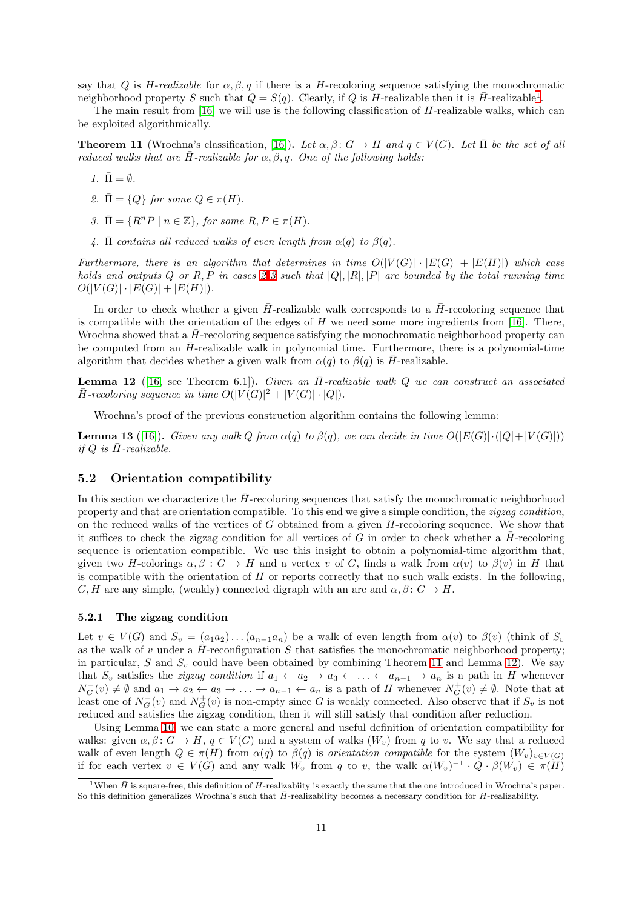say that $Q$ is *$H$-realizable* for $\alpha, \beta, q$ if there is a $H$-recoloring sequence satisfying the monochromatic neighborhood property $S$ such that $Q = S(q)$. Clearly, if $Q$ is $H$-realizable then it is $\bar{H}$-realizable[1].

The main result from [16] we will use is the following classification of $H$-realizable walks, which can be exploited algorithmically.

**Theorem 11** (Wrochna's classification, [16]). *Let $\alpha, \beta \colon G \to H$ and $q \in V(G)$. Let $\bar{\Pi}$ be the set of all reduced walks that are $\bar{H}$-realizable for $\alpha, \beta, q$. One of the following holds:*

1. *$\bar{\Pi} = \emptyset$.*
2. *$\bar{\Pi} = \{Q\}$ for some $Q \in \pi(H)$.*
3. *$\bar{\Pi} = \{R^n P \mid n \in \mathbb{Z}\}$, for some $R, P \in \pi(H)$.*
4. *$\bar{\Pi}$ contains all reduced walks of even length from $\alpha(q)$ to $\beta(q)$.*

*Furthermore, there is an algorithm that determines in time $O(|V(G)| \cdot |E(G)| + |E(H)|)$ which case holds and outputs $Q$ or $R, P$ in cases 2, 3 such that $|Q|, |R|, |P|$ are bounded by the total running time $O(|V(G)| \cdot |E(G)| + |E(H)|)$.*

In order to check whether a given $\bar{H}$-realizable walk corresponds to a $\bar{H}$-recoloring sequence that is compatible with the orientation of the edges of $H$ we need some more ingredients from [16]. There, Wrochna showed that a $\bar{H}$-recoloring sequence satisfying the monochromatic neighborhood property can be computed from an $\bar{H}$-realizable walk in polynomial time. Furthermore, there is a polynomial-time algorithm that decides whether a given walk from $\alpha(q)$ to $\beta(q)$ is $\bar{H}$-realizable.

**Lemma 12** ([16, see Theorem 6.1]). *Given an $\bar{H}$-realizable walk $Q$ we can construct an associated $\bar{H}$-recoloring sequence in time $O(|V(G)|^2 + |V(G)| \cdot |Q|)$.*

Wrochna's proof of the previous construction algorithm contains the following lemma:

**Lemma 13** ([16]). *Given any walk $Q$ from $\alpha(q)$ to $\beta(q)$, we can decide in time $O(|E(G)| \cdot (|Q| + |V(G)|))$ if $Q$ is $\bar{H}$-realizable.*

## 5.2 Orientation compatibility

In this section we characterize the $\bar{H}$-recoloring sequences that satisfy the monochromatic neighborhood property and that are orientation compatible. To this end we give a simple condition, the *zigzag condition*, on the reduced walks of the vertices of $G$ obtained from a given $H$-recoloring sequence. We show that it suffices to check the zigzag condition for all vertices of $G$ in order to check whether a $\bar{H}$-recoloring sequence is orientation compatible. We use this insight to obtain a polynomial-time algorithm that, given two $H$-colorings $\alpha, \beta : G \to H$ and a vertex $v$ of $G$, finds a walk from $\alpha(v)$ to $\beta(v)$ in $H$ that is compatible with the orientation of $H$ or reports correctly that no such walk exists. In the following, $G, H$ are any simple, (weakly) connected digraph with an arc and $\alpha, \beta \colon G \to H$.

### 5.2.1 The zigzag condition

Let $v \in V(G)$ and $S_v = (a_1 a_2) \dots (a_{n-1} a_n)$ be a walk of even length from $\alpha(v)$ to $\beta(v)$ (think of $S_v$ as the walk of $v$ under a $\bar{H}$-reconfiguration $S$ that satisfies the monochromatic neighborhood property; in particular, $S$ and $S_v$ could have been obtained by combining Theorem 11 and Lemma 12). We say that $S_v$ satisfies the *zigzag condition* if $a_1 \leftarrow a_2 \to a_3 \leftarrow \dots \leftarrow a_{n-1} \to a_n$ is a path in $H$ whenever $N_G^-(v) \neq \emptyset$ and $a_1 \to a_2 \leftarrow a_3 \to \dots \to a_{n-1} \leftarrow a_n$ is a path of $H$ whenever $N_G^+(v) \neq \emptyset$. Note that at least one of $N_G^-(v)$ and $N_G^+(v)$ is non-empty since $G$ is weakly connected. Also observe that if $S_v$ is not reduced and satisfies the zigzag condition, then it will still satisfy that condition after reduction.

Using Lemma 10, we can state a more general and useful definition of orientation compatibility for walks: given $\alpha, \beta \colon G \to H$, $q \in V(G)$ and a system of walks $(W_v)$ from $q$ to $v$. We say that a reduced walk of even length $Q \in \pi(H)$ from $\alpha(q)$ to $\beta(q)$ is *orientation compatible* for the system $(W_v)_{v \in V(G)}$ if for each vertex $v \in V(G)$ and any walk $W_v$ from $q$ to $v$, the walk $\alpha(W_v)^{-1} \cdot Q \cdot \beta(W_v) \in \pi(H)$

[1] When $\bar{H}$ is square-free, this definition of $H$-realizabiity is exactly the same that the one introduced in Wrochna's paper. So this definition generalizes Wrochna's such that $\bar{H}$-realizability becomes a necessary condition for $H$-realizability.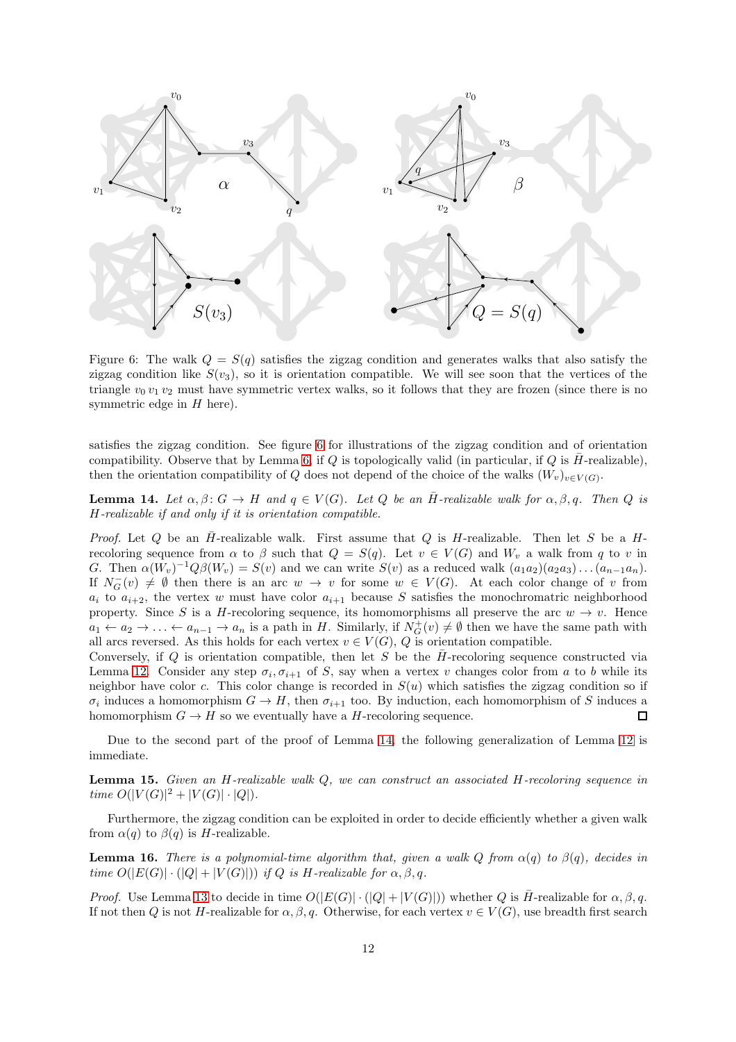Figure 6: The walk $Q = S(q)$ satisfies the zigzag condition and generates walks that also satisfy the zigzag condition like $S(v_3)$, so it is orientation compatible. We will see soon that the vertices of the triangle $v_0\, v_1\, v_2$ must have symmetric vertex walks, so it follows that they are frozen (since there is no symmetric edge in $H$ here).

satisfies the zigzag condition. See figure 6 for illustrations of the zigzag condition and of orientation compatibility. Observe that by Lemma 6, if $Q$ is topologically valid (in particular, if $Q$ is $\bar{H}$-realizable), then the orientation compatibility of $Q$ does not depend of the choice of the walks $(W_v)_{v \in V(G)}$.

**Lemma 14.** *Let $\alpha, \beta\colon G \to H$ and $q \in V(G)$. Let $Q$ be an $\bar{H}$-realizable walk for $\alpha, \beta, q$. Then $Q$ is $H$-realizable if and only if it is orientation compatible.*

*Proof.* Let $Q$ be an $\bar{H}$-realizable walk. First assume that $Q$ is $H$-realizable. Then let $S$ be a $H$-recoloring sequence from $\alpha$ to $\beta$ such that $Q = S(q)$. Let $v \in V(G)$ and $W_v$ a walk from $q$ to $v$ in $G$. Then $\alpha(W_v)^{-1} Q \beta(W_v) = S(v)$ and we can write $S(v)$ as a reduced walk $(a_1 a_2)(a_2 a_3) \ldots (a_{n-1} a_n)$. If $N_G^-(v) \neq \emptyset$ then there is an arc $w \to v$ for some $w \in V(G)$. At each color change of $v$ from $a_i$ to $a_{i+2}$, the vertex $w$ must have color $a_{i+1}$ because $S$ satisfies the monochromatic neighborhood property. Since $S$ is a $H$-recoloring sequence, its homomorphisms all preserve the arc $w \to v$. Hence $a_1 \leftarrow a_2 \to \ldots \leftarrow a_{n-1} \to a_n$ is a path in $H$. Similarly, if $N_G^+(v) \neq \emptyset$ then we have the same path with all arcs reversed. As this holds for each vertex $v \in V(G)$, $Q$ is orientation compatible.
Conversely, if $Q$ is orientation compatible, then let $S$ be the $\bar{H}$-recoloring sequence constructed via Lemma 12. Consider any step $\sigma_i, \sigma_{i+1}$ of $S$, say when a vertex $v$ changes color from $a$ to $b$ while its neighbor have color $c$. This color change is recorded in $S(u)$ which satisfies the zigzag condition so if $\sigma_i$ induces a homomorphism $G \to H$, then $\sigma_{i+1}$ too. By induction, each homomorphism of $S$ induces a homomorphism $G \to H$ so we eventually have a $H$-recoloring sequence. $\square$

Due to the second part of the proof of Lemma 14, the following generalization of Lemma 12 is immediate.

**Lemma 15.** *Given an $H$-realizable walk $Q$, we can construct an associated $H$-recoloring sequence in time $O(|V(G)|^2 + |V(G)| \cdot |Q|)$.*

Furthermore, the zigzag condition can be exploited in order to decide efficiently whether a given walk from $\alpha(q)$ to $\beta(q)$ is $H$-realizable.

**Lemma 16.** *There is a polynomial-time algorithm that, given a walk $Q$ from $\alpha(q)$ to $\beta(q)$, decides in time $O(|E(G)| \cdot (|Q| + |V(G)|))$ if $Q$ is $H$-realizable for $\alpha, \beta, q$.*

*Proof.* Use Lemma 13 to decide in time $O(|E(G)| \cdot (|Q| + |V(G)|))$ whether $Q$ is $\bar{H}$-realizable for $\alpha, \beta, q$. If not then $Q$ is not $H$-realizable for $\alpha, \beta, q$. Otherwise, for each vertex $v \in V(G)$, use breadth first search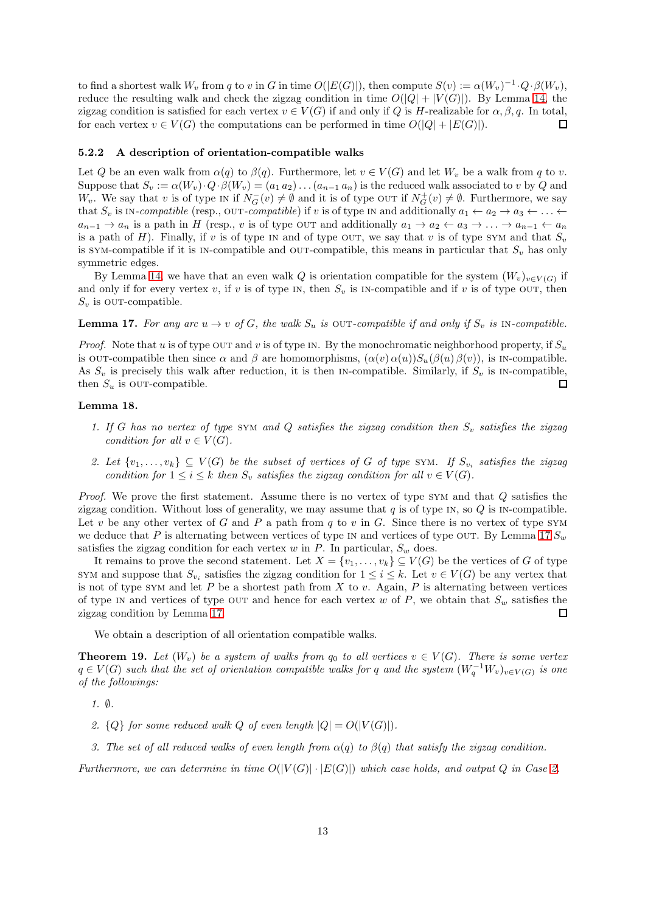to find a shortest walk $W_v$ from $q$ to $v$ in $G$ in time $O(|E(G)|)$, then compute $S(v) := \alpha(W_v)^{-1} \cdot Q \cdot \beta(W_v)$, reduce the resulting walk and check the zigzag condition in time $O(|Q| + |V(G)|)$. By Lemma 14, the zigzag condition is satisfied for each vertex $v \in V(G)$ if and only if $Q$ is $H$-realizable for $\alpha, \beta, q$. In total, for each vertex $v \in V(G)$ the computations can be performed in time $O(|Q| + |E(G)|)$. ☐

#### 5.2.2 A description of orientation-compatible walks

Let $Q$ be an even walk from $\alpha(q)$ to $\beta(q)$. Furthermore, let $v \in V(G)$ and let $W_v$ be a walk from $q$ to $v$. Suppose that $S_v := \alpha(W_v) \cdot Q \cdot \beta(W_v) = (a_1\, a_2) \ldots (a_{n-1}\, a_n)$ is the reduced walk associated to $v$ by $Q$ and $W_v$. We say that $v$ is of type IN if $N^-_G(v) \neq \emptyset$ and it is of type OUT if $N^+_G(v) \neq \emptyset$. Furthermore, we say that $S_v$ is IN*-compatible* (resp., OUT*-compatible*) if $v$ is of type IN and additionally $a_1 \leftarrow a_2 \rightarrow a_3 \leftarrow \ldots \leftarrow a_{n-1} \rightarrow a_n$ is a path in $H$ (resp., $v$ is of type OUT and additionally $a_1 \rightarrow a_2 \leftarrow a_3 \rightarrow \ldots \rightarrow a_{n-1} \leftarrow a_n$ is a path of $H$). Finally, if $v$ is of type IN and of type OUT, we say that $v$ is of type SYM and that $S_v$ is SYM-compatible if it is IN-compatible and OUT-compatible, this means in particular that $S_v$ has only symmetric edges.

By Lemma 14, we have that an even walk $Q$ is orientation compatible for the system $(W_v)_{v \in V(G)}$ if and only if for every vertex $v$, if $v$ is of type IN, then $S_v$ is IN-compatible and if $v$ is of type OUT, then $S_v$ is OUT-compatible.

**Lemma 17.** *For any arc $u \to v$ of $G$, the walk $S_u$ is* OUT*-compatible if and only if $S_v$ is* IN*-compatible.*

*Proof.* Note that $u$ is of type OUT and $v$ is of type IN. By the monochromatic neighborhood property, if $S_u$ is OUT-compatible then since $\alpha$ and $\beta$ are homomorphisms, $(\alpha(v)\, \alpha(u)) S_u (\beta(u)\, \beta(v))$, is IN-compatible. As $S_v$ is precisely this walk after reduction, it is then IN-compatible. Similarly, if $S_v$ is IN-compatible, then $S_u$ is OUT-compatible. ☐

**Lemma 18.**

1. *If $G$ has no vertex of type* SYM *and $Q$ satisfies the zigzag condition then $S_v$ satisfies the zigzag condition for all $v \in V(G)$.*
2. *Let $\{v_1, \ldots, v_k\} \subseteq V(G)$ be the subset of vertices of $G$ of type* SYM. *If $S_{v_i}$ satisfies the zigzag condition for $1 \leq i \leq k$ then $S_v$ satisfies the zigzag condition for all $v \in V(G)$.*

*Proof.* We prove the first statement. Assume there is no vertex of type SYM and that $Q$ satisfies the zigzag condition. Without loss of generality, we may assume that $q$ is of type IN, so $Q$ is IN-compatible. Let $v$ be any other vertex of $G$ and $P$ a path from $q$ to $v$ in $G$. Since there is no vertex of type SYM we deduce that $P$ is alternating between vertices of type IN and vertices of type OUT. By Lemma 17 $S_w$ satisfies the zigzag condition for each vertex $w$ in $P$. In particular, $S_w$ does.

It remains to prove the second statement. Let $X = \{v_1, \ldots, v_k\} \subseteq V(G)$ be the vertices of $G$ of type SYM and suppose that $S_{v_i}$ satisfies the zigzag condition for $1 \leq i \leq k$. Let $v \in V(G)$ be any vertex that is not of type SYM and let $P$ be a shortest path from $X$ to $v$. Again, $P$ is alternating between vertices of type IN and vertices of type OUT and hence for each vertex $w$ of $P$, we obtain that $S_w$ satisfies the zigzag condition by Lemma 17. ☐

We obtain a description of all orientation compatible walks.

**Theorem 19.** *Let $(W_v)$ be a system of walks from $q_0$ to all vertices $v \in V(G)$. There is some vertex $q \in V(G)$ such that the set of orientation compatible walks for $q$ and the system $(W_q^{-1} W_v)_{v \in V(G)}$ is one of the followings:*

1. *$\emptyset$.*
2. *$\{Q\}$ for some reduced walk $Q$ of even length $|Q| = O(|V(G)|)$.*
3. *The set of all reduced walks of even length from $\alpha(q)$ to $\beta(q)$ that satisfy the zigzag condition.*

*Furthermore, we can determine in time $O(|V(G)| \cdot |E(G)|)$ which case holds, and output $Q$ in Case 2.*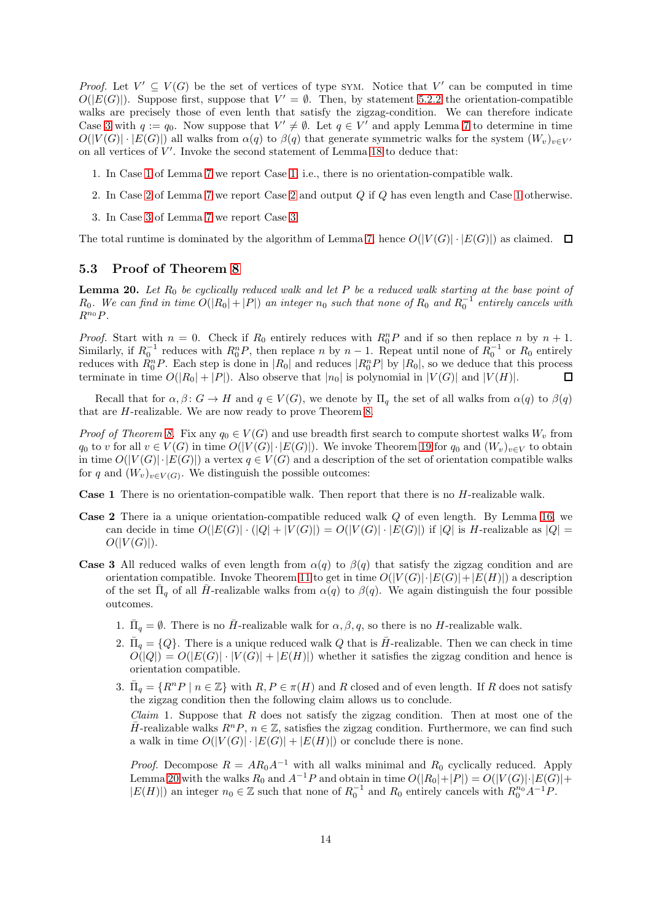*Proof.* Let $V' \subseteq V(G)$ be the set of vertices of type SYM. Notice that $V'$ can be computed in time $O(|E(G)|)$. Suppose first, suppose that $V' = \emptyset$. Then, by statement 5.2.2 the orientation-compatible walks are precisely those of even lenth that satisfy the zigzag-condition. We can therefore indicate Case 3 with $q := q_0$. Now suppose that $V' \neq \emptyset$. Let $q \in V'$ and apply Lemma 7 to determine in time $O(|V(G)| \cdot |E(G)|)$ all walks from $\alpha(q)$ to $\beta(q)$ that generate symmetric walks for the system $(W_v)_{v \in V'}$ on all vertices of $V'$. Invoke the second statement of Lemma 18 to deduce that:

1. In Case 1 of Lemma 7 we report Case 1, i.e., there is no orientation-compatible walk.
2. In Case 2 of Lemma 7 we report Case 2 and output $Q$ if $Q$ has even length and Case 1 otherwise.
3. In Case 3 of Lemma 7 we report Case 3.

The total runtime is dominated by the algorithm of Lemma 7, hence $O(|V(G)| \cdot |E(G)|)$ as claimed. ☐

## 5.3 Proof of Theorem 8

**Lemma 20.** *Let $R_0$ be cyclically reduced walk and let $P$ be a reduced walk starting at the base point of $R_0$. We can find in time $O(|R_0| + |P|)$ an integer $n_0$ such that none of $R_0$ and $R_0^{-1}$ entirely cancels with $R^{n_0}P$.*

*Proof.* Start with $n = 0$. Check if $R_0$ entirely reduces with $R_0^n P$ and if so then replace $n$ by $n + 1$. Similarly, if $R_0^{-1}$ reduces with $R_0^n P$, then replace $n$ by $n - 1$. Repeat until none of $R_0^{-1}$ or $R_0$ entirely reduces with $R_0^n P$. Each step is done in $|R_0|$ and reduces $|R_0^n P|$ by $|R_0|$, so we deduce that this process terminate in time $O(|R_0| + |P|)$. Also observe that $|n_0|$ is polynomial in $|V(G)|$ and $|V(H)|$. ☐

Recall that for $\alpha, \beta \colon G \to H$ and $q \in V(G)$, we denote by $\Pi_q$ the set of all walks from $\alpha(q)$ to $\beta(q)$ that are $H$-realizable. We are now ready to prove Theorem 8.

*Proof of Theorem 8.* Fix any $q_0 \in V(G)$ and use breadth first search to compute shortest walks $W_v$ from $q_0$ to $v$ for all $v \in V(G)$ in time $O(|V(G)| \cdot |E(G)|)$. We invoke Theorem 19 for $q_0$ and $(W_v)_{v \in V}$ to obtain in time $O(|V(G)| \cdot |E(G)|)$ a vertex $q \in V(G)$ and a description of the set of orientation compatible walks for $q$ and $(W_v)_{v \in V(G)}$. We distinguish the possible outcomes:

**Case 1** There is no orientation-compatible walk. Then report that there is no $H$-realizable walk.

**Case 2** There ia a unique orientation-compatible reduced walk $Q$ of even length. By Lemma 16, we can decide in time $O(|E(G)| \cdot (|Q| + |V(G)|) = O(|V(G)| \cdot |E(G)|)$ if $|Q|$ is $H$-realizable as $|Q| = O(|V(G)|)$.

**Case 3** All reduced walks of even length from $\alpha(q)$ to $\beta(q)$ that satisfy the zigzag condition and are orientation compatible. Invoke Theorem 11 to get in time $O(|V(G)| \cdot |E(G)| + |E(H)|)$ a description of the set $\bar{\Pi}_q$ of all $\bar{H}$-realizable walks from $\alpha(q)$ to $\beta(q)$. We again distinguish the four possible outcomes.

1. $\bar{\Pi}_q = \emptyset$. There is no $\bar{H}$-realizable walk for $\alpha, \beta, q$, so there is no $H$-realizable walk.
2. $\bar{\Pi}_q = \{Q\}$. There is a unique reduced walk $Q$ that is $\bar{H}$-realizable. Then we can check in time $O(|Q|) = O(|E(G)| \cdot |V(G)| + |E(H)|)$ whether it satisfies the zigzag condition and hence is orientation compatible.
3. $\bar{\Pi}_q = \{R^n P \mid n \in \mathbb{Z}\}$ with $R, P \in \pi(H)$ and $R$ closed and of even length. If $R$ does not satisfy the zigzag condition then the following claim allows us to conclude.

   *Claim* 1. Suppose that $R$ does not satisfy the zigzag condition. Then at most one of the $\bar{H}$-realizable walks $R^n P$, $n \in \mathbb{Z}$, satisfies the zigzag condition. Furthermore, we can find such a walk in time $O(|V(G)| \cdot |E(G)| + |E(H)|)$ or conclude there is none.

   *Proof.* Decompose $R = AR_0A^{-1}$ with all walks minimal and $R_0$ cyclically reduced. Apply Lemma 20 with the walks $R_0$ and $A^{-1}P$ and obtain in time $O(|R_0| + |P|) = O(|V(G)| \cdot |E(G)| + |E(H)|)$ an integer $n_0 \in \mathbb{Z}$ such that none of $R_0^{-1}$ and $R_0$ entirely cancels with $R_0^{n_0} A^{-1} P$.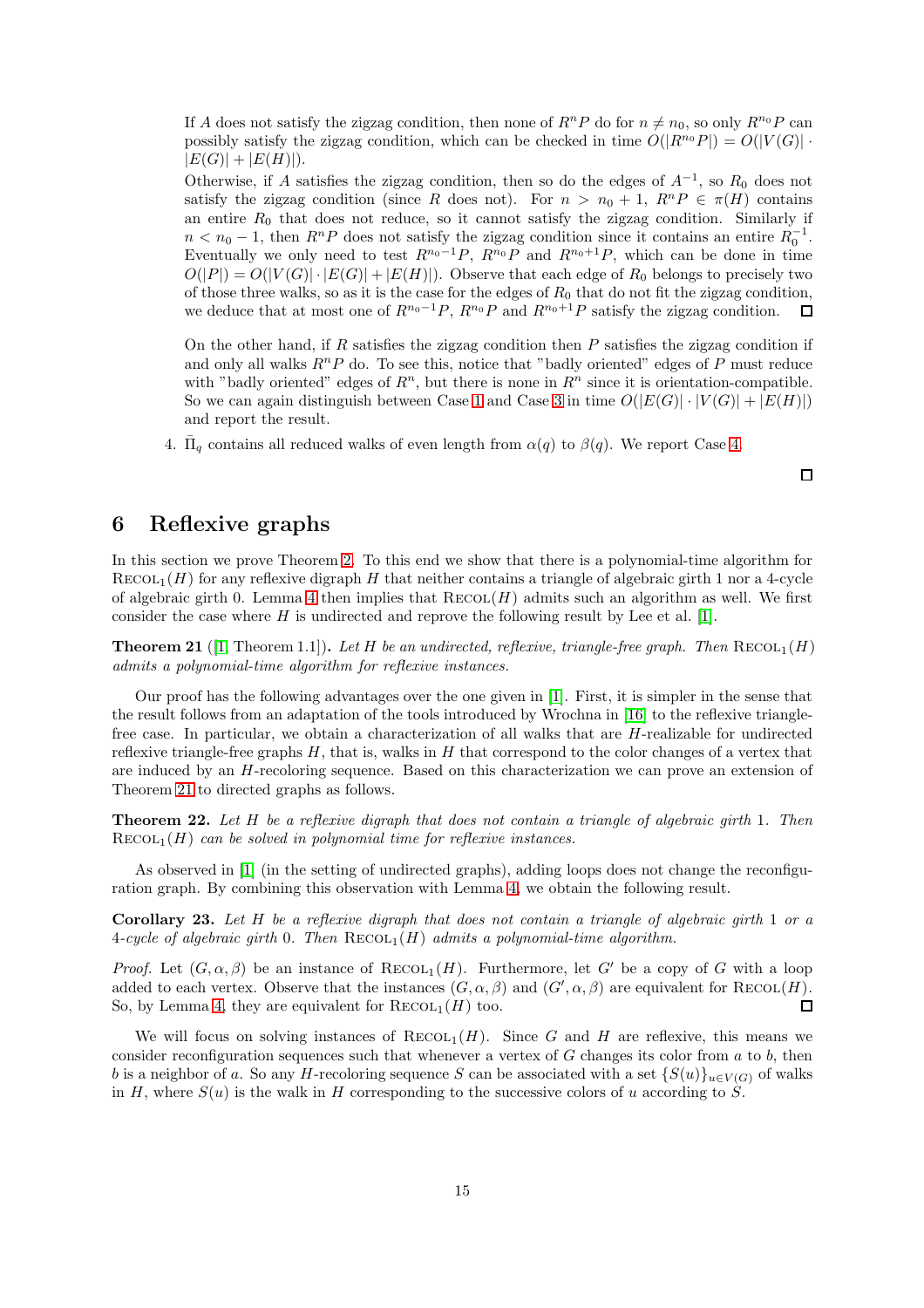If $A$ does not satisfy the zigzag condition, then none of $R^nP$ do for $n \neq n_0$, so only $R^{n_0}P$ can possibly satisfy the zigzag condition, which can be checked in time $O(|R^{n_0}P|) = O(|V(G)| \cdot |E(G)| + |E(H)|)$.

Otherwise, if $A$ satisfies the zigzag condition, then so do the edges of $A^{-1}$, so $R_0$ does not satisfy the zigzag condition (since $R$ does not). For $n > n_0 + 1$, $R^nP \in \pi(H)$ contains an entire $R_0$ that does not reduce, so it cannot satisfy the zigzag condition. Similarly if $n < n_0 - 1$, then $R^nP$ does not satisfy the zigzag condition since it contains an entire $R_0^{-1}$. Eventually we only need to test $R^{n_0-1}P$, $R^{n_0}P$ and $R^{n_0+1}P$, which can be done in time $O(|P|) = O(|V(G)| \cdot |E(G)| + |E(H)|)$. Observe that each edge of $R_0$ belongs to precisely two of those three walks, so as it is the case for the edges of $R_0$ that do not fit the zigzag condition, we deduce that at most one of $R^{n_0-1}P$, $R^{n_0}P$ and $R^{n_0+1}P$ satisfy the zigzag condition. ◻

On the other hand, if $R$ satisfies the zigzag condition then $P$ satisfies the zigzag condition if and only all walks $R^nP$ do. To see this, notice that "badly oriented" edges of $P$ must reduce with "badly oriented" edges of $R^n$, but there is none in $R^n$ since it is orientation-compatible. So we can again distinguish between Case 1 and Case 3 in time $O(|E(G)| \cdot |V(G)| + |E(H)|)$ and report the result.

4. $\bar{\Pi}_q$ contains all reduced walks of even length from $\alpha(q)$ to $\beta(q)$. We report Case 4.

◻

## 6 Reflexive graphs

In this section we prove Theorem 2. To this end we show that there is a polynomial-time algorithm for $\text{Recol}_1(H)$ for any reflexive digraph $H$ that neither contains a triangle of algebraic girth 1 nor a 4-cycle of algebraic girth 0. Lemma 4 then implies that $\text{Recol}(H)$ admits such an algorithm as well. We first consider the case where $H$ is undirected and reprove the following result by Lee et al. [1].

**Theorem 21** ([1, Theorem 1.1]). *Let $H$ be an undirected, reflexive, triangle-free graph. Then $\text{Recol}_1(H)$ admits a polynomial-time algorithm for reflexive instances.*

Our proof has the following advantages over the one given in [1]. First, it is simpler in the sense that the result follows from an adaptation of the tools introduced by Wrochna in [16] to the reflexive triangle-free case. In particular, we obtain a characterization of all walks that are $H$-realizable for undirected reflexive triangle-free graphs $H$, that is, walks in $H$ that correspond to the color changes of a vertex that are induced by an $H$-recoloring sequence. Based on this characterization we can prove an extension of Theorem 21 to directed graphs as follows.

**Theorem 22.** *Let $H$ be a reflexive digraph that does not contain a triangle of algebraic girth 1. Then $\text{Recol}_1(H)$ can be solved in polynomial time for reflexive instances.*

As observed in [1] (in the setting of undirected graphs), adding loops does not change the reconfiguration graph. By combining this observation with Lemma 4, we obtain the following result.

**Corollary 23.** *Let $H$ be a reflexive digraph that does not contain a triangle of algebraic girth 1 or a 4-cycle of algebraic girth 0. Then $\text{Recol}_1(H)$ admits a polynomial-time algorithm.*

*Proof.* Let $(G, \alpha, \beta)$ be an instance of $\text{Recol}_1(H)$. Furthermore, let $G'$ be a copy of $G$ with a loop added to each vertex. Observe that the instances $(G, \alpha, \beta)$ and $(G', \alpha, \beta)$ are equivalent for $\text{Recol}(H)$. So, by Lemma 4, they are equivalent for $\text{Recol}_1(H)$ too. ◻

We will focus on solving instances of $\text{Recol}_1(H)$. Since $G$ and $H$ are reflexive, this means we consider reconfiguration sequences such that whenever a vertex of $G$ changes its color from $a$ to $b$, then $b$ is a neighbor of $a$. So any $H$-recoloring sequence $S$ can be associated with a set $\{S(u)\}_{u \in V(G)}$ of walks in $H$, where $S(u)$ is the walk in $H$ corresponding to the successive colors of $u$ according to $S$.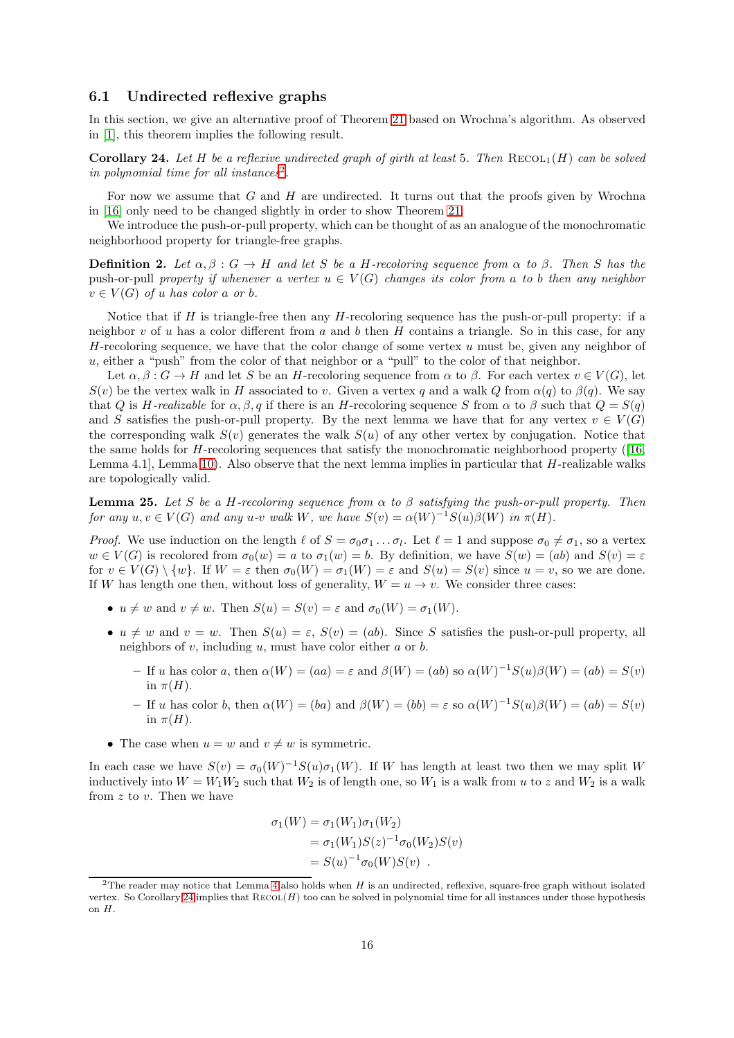### 6.1 Undirected reflexive graphs

In this section, we give an alternative proof of Theorem 21 based on Wrochna's algorithm. As observed in [1], this theorem implies the following result.

**Corollary 24.** *Let $H$ be a reflexive undirected graph of girth at least 5. Then* $\text{RECOL}_1(H)$ *can be solved in polynomial time for all instances*[2]*.*

For now we assume that $G$ and $H$ are undirected. It turns out that the proofs given by Wrochna in [16] only need to be changed slightly in order to show Theorem 21.

We introduce the push-or-pull property, which can be thought of as an analogue of the monochromatic neighborhood property for triangle-free graphs.

**Definition 2.** *Let $\alpha, \beta : G \to H$ and let $S$ be a $H$-recoloring sequence from $\alpha$ to $\beta$. Then $S$ has the* push-or-pull *property if whenever a vertex $u \in V(G)$ changes its color from $a$ to $b$ then any neighbor $v \in V(G)$ of $u$ has color $a$ or $b$.*

Notice that if $H$ is triangle-free then any $H$-recoloring sequence has the push-or-pull property: if a neighbor $v$ of $u$ has a color different from $a$ and $b$ then $H$ contains a triangle. So in this case, for any $H$-recoloring sequence, we have that the color change of some vertex $u$ must be, given any neighbor of $u$, either a "push" from the color of that neighbor or a "pull" to the color of that neighbor.

Let $\alpha, \beta : G \to H$ and let $S$ be an $H$-recoloring sequence from $\alpha$ to $\beta$. For each vertex $v \in V(G)$, let $S(v)$ be the vertex walk in $H$ associated to $v$. Given a vertex $q$ and a walk $Q$ from $\alpha(q)$ to $\beta(q)$. We say that $Q$ is *$H$-realizable* for $\alpha, \beta, q$ if there is an $H$-recoloring sequence $S$ from $\alpha$ to $\beta$ such that $Q = S(q)$ and $S$ satisfies the push-or-pull property. By the next lemma we have that for any vertex $v \in V(G)$ the corresponding walk $S(v)$ generates the walk $S(u)$ of any other vertex by conjugation. Notice that the same holds for $H$-recoloring sequences that satisfy the monochromatic neighborhood property ([16, Lemma 4.1], Lemma 10). Also observe that the next lemma implies in particular that $H$-realizable walks are topologically valid.

**Lemma 25.** *Let $S$ be a $H$-recoloring sequence from $\alpha$ to $\beta$ satisfying the push-or-pull property. Then for any $u, v \in V(G)$ and any $u$-$v$ walk $W$, we have $S(v) = \alpha(W)^{-1}S(u)\beta(W)$ in $\pi(H)$.*

*Proof.* We use induction on the length $\ell$ of $S = \sigma_0\sigma_1 \ldots \sigma_l$. Let $\ell = 1$ and suppose $\sigma_0 \neq \sigma_1$, so a vertex $w \in V(G)$ is recolored from $\sigma_0(w) = a$ to $\sigma_1(w) = b$. By definition, we have $S(w) = (ab)$ and $S(v) = \varepsilon$ for $v \in V(G) \setminus \{w\}$. If $W = \varepsilon$ then $\sigma_0(W) = \sigma_1(W) = \varepsilon$ and $S(u) = S(v)$ since $u = v$, so we are done. If $W$ has length one then, without loss of generality, $W = u \to v$. We consider three cases:

- $u \neq w$ and $v \neq w$. Then $S(u) = S(v) = \varepsilon$ and $\sigma_0(W) = \sigma_1(W)$.
- $u \neq w$ and $v = w$. Then $S(u) = \varepsilon$, $S(v) = (ab)$. Since $S$ satisfies the push-or-pull property, all neighbors of $v$, including $u$, must have color either $a$ or $b$.
  - If $u$ has color $a$, then $\alpha(W) = (aa) = \varepsilon$ and $\beta(W) = (ab)$ so $\alpha(W)^{-1}S(u)\beta(W) = (ab) = S(v)$ in $\pi(H)$.
  - If $u$ has color $b$, then $\alpha(W) = (ba)$ and $\beta(W) = (bb) = \varepsilon$ so $\alpha(W)^{-1}S(u)\beta(W) = (ab) = S(v)$ in $\pi(H)$.
- The case when $u = w$ and $v \neq w$ is symmetric.

In each case we have $S(v) = \sigma_0(W)^{-1}S(u)\sigma_1(W)$. If $W$ has length at least two then we may split $W$ inductively into $W = W_1W_2$ such that $W_2$ is of length one, so $W_1$ is a walk from $u$ to $z$ and $W_2$ is a walk from $z$ to $v$. Then we have

$$\begin{aligned}
\sigma_1(W) &= \sigma_1(W_1)\sigma_1(W_2) \\
&= \sigma_1(W_1)S(z)^{-1}\sigma_0(W_2)S(v) \\
&= S(u)^{-1}\sigma_0(W)S(v) \ .
\end{aligned}$$

[2] The reader may notice that Lemma 4 also holds when $H$ is an undirected, reflexive, square-free graph without isolated vertex. So Corollary 24 implies that $\text{RECOL}(H)$ too can be solved in polynomial time for all instances under those hypothesis on $H$.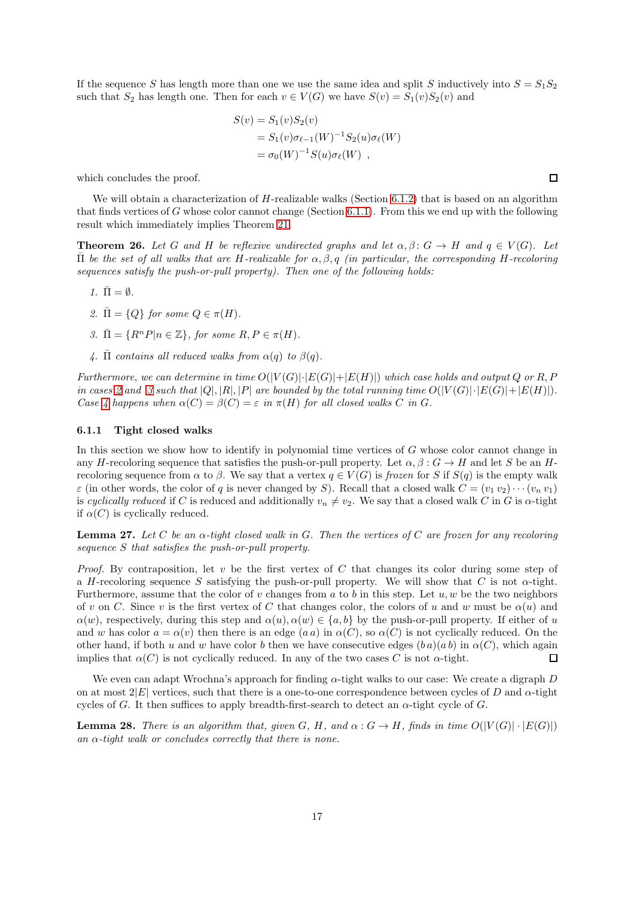If the sequence $S$ has length more than one we use the same idea and split $S$ inductively into $S = S_1 S_2$ such that $S_2$ has length one. Then for each $v \in V(G)$ we have $S(v) = S_1(v) S_2(v)$ and

$$\begin{aligned} S(v) &= S_1(v) S_2(v) \\ &= S_1(v) \sigma_{\ell-1}(W)^{-1} S_2(u) \sigma_\ell(W) \\ &= \sigma_0(W)^{-1} S(u) \sigma_\ell(W) \ , \end{aligned}$$

which concludes the proof. ◻

We will obtain a characterization of $H$-realizable walks (Section 6.1.2) that is based on an algorithm that finds vertices of $G$ whose color cannot change (Section 6.1.1). From this we end up with the following result which immediately implies Theorem 21.

**Theorem 26.** *Let $G$ and $H$ be reflexive undirected graphs and let $\alpha, \beta \colon G \to H$ and $q \in V(G)$. Let $\bar{\Pi}$ be the set of all walks that are $H$-realizable for $\alpha, \beta, q$ (in particular, the corresponding $H$-recoloring sequences satisfy the push-or-pull property). Then one of the following holds:*

1. *$\bar{\Pi} = \emptyset$.*
2. *$\bar{\Pi} = \{Q\}$ for some $Q \in \pi(H)$.*
3. *$\bar{\Pi} = \{R^n P | n \in \mathbb{Z}\}$, for some $R, P \in \pi(H)$.*
4. *$\bar{\Pi}$ contains all reduced walks from $\alpha(q)$ to $\beta(q)$.*

*Furthermore, we can determine in time $O(|V(G)| \cdot |E(G)| + |E(H)|)$ which case holds and output $Q$ or $R, P$ in cases 2 and 3 such that $|Q|, |R|, |P|$ are bounded by the total running time $O(|V(G)| \cdot |E(G)| + |E(H)|)$. Case 4 happens when $\alpha(C) = \beta(C) = \varepsilon$ in $\pi(H)$ for all closed walks $C$ in $G$.*

### 6.1.1 Tight closed walks

In this section we show how to identify in polynomial time vertices of $G$ whose color cannot change in any $H$-recoloring sequence that satisfies the push-or-pull property. Let $\alpha, \beta : G \to H$ and let $S$ be an $H$-recoloring sequence from $\alpha$ to $\beta$. We say that a vertex $q \in V(G)$ is *frozen* for $S$ if $S(q)$ is the empty walk $\varepsilon$ (in other words, the color of $q$ is never changed by $S$). Recall that a closed walk $C = (v_1\, v_2) \cdots (v_n\, v_1)$ is *cyclically reduced* if $C$ is reduced and additionally $v_n \neq v_2$. We say that a closed walk $C$ in $G$ is $\alpha$-tight if $\alpha(C)$ is cyclically reduced.

**Lemma 27.** *Let $C$ be an $\alpha$-tight closed walk in $G$. Then the vertices of $C$ are frozen for any recoloring sequence $S$ that satisfies the push-or-pull property.*

*Proof.* By contraposition, let $v$ be the first vertex of $C$ that changes its color during some step of a $H$-recoloring sequence $S$ satisfying the push-or-pull property. We will show that $C$ is not $\alpha$-tight. Furthermore, assume that the color of $v$ changes from $a$ to $b$ in this step. Let $u, w$ be the two neighbors of $v$ on $C$. Since $v$ is the first vertex of $C$ that changes color, the colors of $u$ and $w$ must be $\alpha(u)$ and $\alpha(w)$, respectively, during this step and $\alpha(u), \alpha(w) \in \{a, b\}$ by the push-or-pull property. If either of $u$ and $w$ has color $a = \alpha(v)$ then there is an edge $(a\, a)$ in $\alpha(C)$, so $\alpha(C)$ is not cyclically reduced. On the other hand, if both $u$ and $w$ have color $b$ then we have consecutive edges $(b\, a)(a\, b)$ in $\alpha(C)$, which again implies that $\alpha(C)$ is not cyclically reduced. In any of the two cases $C$ is not $\alpha$-tight. ◻

We even can adapt Wrochna's approach for finding $\alpha$-tight walks to our case: We create a digraph $D$ on at most $2|E|$ vertices, such that there is a one-to-one correspondence between cycles of $D$ and $\alpha$-tight cycles of $G$. It then suffices to apply breadth-first-search to detect an $\alpha$-tight cycle of $G$.

**Lemma 28.** *There is an algorithm that, given $G$, $H$, and $\alpha : G \to H$, finds in time $O(|V(G)| \cdot |E(G)|)$ an $\alpha$-tight walk or concludes correctly that there is none.*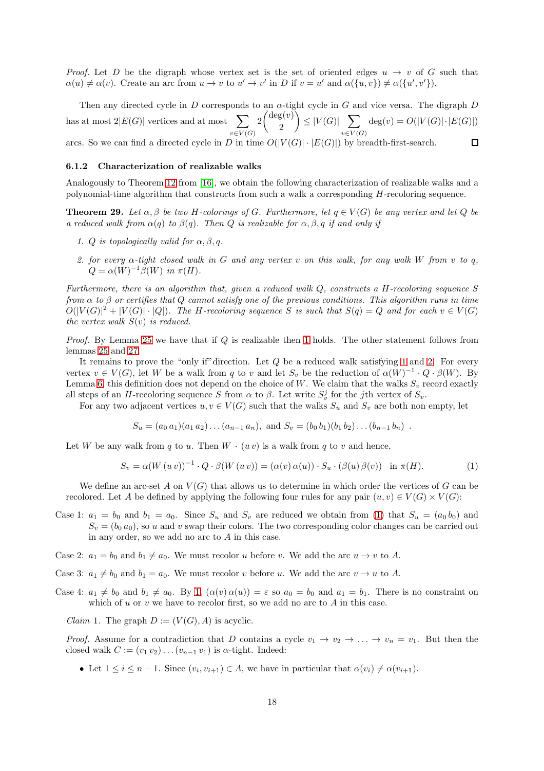*Proof.* Let $D$ be the digraph whose vertex set is the set of oriented edges $u \to v$ of $G$ such that $\alpha(u) \neq \alpha(v)$. Create an arc from $u \to v$ to $u' \to v'$ in $D$ if $v = u'$ and $\alpha(\{u, v\}) \neq \alpha(\{u', v'\})$.

Then any directed cycle in $D$ corresponds to an $\alpha$-tight cycle in $G$ and vice versa. The digraph $D$ has at most $2|E(G)|$ vertices and at most $\sum_{v \in V(G)} 2\binom{\deg(v)}{2} \leq |V(G)| \sum_{v \in V(G)} \deg(v) = O(|V(G)| \cdot |E(G)|)$ arcs. So we can find a directed cycle in $D$ in time $O(|V(G)| \cdot |E(G)|)$ by breadth-first-search. ☐

### 6.1.2 Characterization of realizable walks

Analogously to Theorem 12 from [16], we obtain the following characterization of realizable walks and a polynomial-time algorithm that constructs from such a walk a corresponding $H$-recoloring sequence.

**Theorem 29.** *Let $\alpha, \beta$ be two $H$-colorings of $G$. Furthermore, let $q \in V(G)$ be any vertex and let $Q$ be a reduced walk from $\alpha(q)$ to $\beta(q)$. Then $Q$ is realizable for $\alpha, \beta, q$ if and only if*

1. *$Q$ is topologically valid for $\alpha, \beta, q$.*
2. *for every $\alpha$-tight closed walk in $G$ and any vertex $v$ on this walk, for any walk $W$ from $v$ to $q$, $Q = \alpha(W)^{-1}\beta(W)$ in $\pi(H)$.*

*Furthermore, there is an algorithm that, given a reduced walk $Q$, constructs a $H$-recoloring sequence $S$ from $\alpha$ to $\beta$ or certifies that $Q$ cannot satisfy one of the previous conditions. This algorithm runs in time $O(|V(G)|^2 + |V(G)| \cdot |Q|)$. The $H$-recoloring sequence $S$ is such that $S(q) = Q$ and for each $v \in V(G)$ the vertex walk $S(v)$ is reduced.*

*Proof.* By Lemma 25 we have that if $Q$ is realizable then 1 holds. The other statement follows from lemmas 25 and 27.

It remains to prove the "only if"direction. Let $Q$ be a reduced walk satisfying 1 and 2. For every vertex $v \in V(G)$, let $W$ be a walk from $q$ to $v$ and let $S_v$ be the reduction of $\alpha(W)^{-1} \cdot Q \cdot \beta(W)$. By Lemma 6, this definition does not depend on the choice of $W$. We claim that the walks $S_v$ record exactly all steps of an $H$-recoloring sequence $S$ from $\alpha$ to $\beta$. Let write $S_v^j$ for the $j$th vertex of $S_v$.

For any two adjacent vertices $u, v \in V(G)$ such that the walks $S_u$ and $S_v$ are both non empty, let

$$S_u = (a_0\, a_1)(a_1\, a_2) \dots (a_{n-1}\, a_n), \text{ and } S_v = (b_0\, b_1)(b_1\, b_2) \dots (b_{n-1}\, b_n) \ .$$

Let $W$ be any walk from $q$ to $u$. Then $W \cdot (u\, v)$ is a walk from $q$ to $v$ and hence,

$$S_v = \alpha(W\,(u\,v))^{-1} \cdot Q \cdot \beta(W\,(u\,v)) = (\alpha(v)\,\alpha(u)) \cdot S_u \cdot (\beta(u)\,\beta(v)) \quad \text{in } \pi(H). \tag{1}$$

We define an arc-set $A$ on $V(G)$ that allows us to determine in which order the vertices of $G$ can be recolored. Let $A$ be defined by applying the following four rules for any pair $(u, v) \in V(G) \times V(G)$:

Case 1: $a_1 = b_0$ and $b_1 = a_0$. Since $S_u$ and $S_v$ are reduced we obtain from (1) that $S_u = (a_0\, b_0)$ and $S_v = (b_0\, a_0)$, so $u$ and $v$ swap their colors. The two corresponding color changes can be carried out in any order, so we add no arc to $A$ in this case.

Case 2: $a_1 = b_0$ and $b_1 \neq a_0$. We must recolor $u$ before $v$. We add the arc $u \to v$ to $A$.

Case 3: $a_1 \neq b_0$ and $b_1 = a_0$. We must recolor $v$ before $u$. We add the arc $v \to u$ to $A$.

Case 4: $a_1 \neq b_0$ and $b_1 \neq a_0$. By 1, $(\alpha(v)\,\alpha(u)) = \varepsilon$ so $a_0 = b_0$ and $a_1 = b_1$. There is no constraint on which of $u$ or $v$ we have to recolor first, so we add no arc to $A$ in this case.

*Claim* 1. The graph $D := (V(G), A)$ is acyclic.

*Proof.* Assume for a contradiction that $D$ contains a cycle $v_1 \to v_2 \to \ldots \to v_n = v_1$. But then the closed walk $C := (v_1\, v_2) \ldots (v_{n-1}\, v_1)$ is $\alpha$-tight. Indeed:

- Let $1 \leq i \leq n - 1$. Since $(v_i, v_{i+1}) \in A$, we have in particular that $\alpha(v_i) \neq \alpha(v_{i+1})$.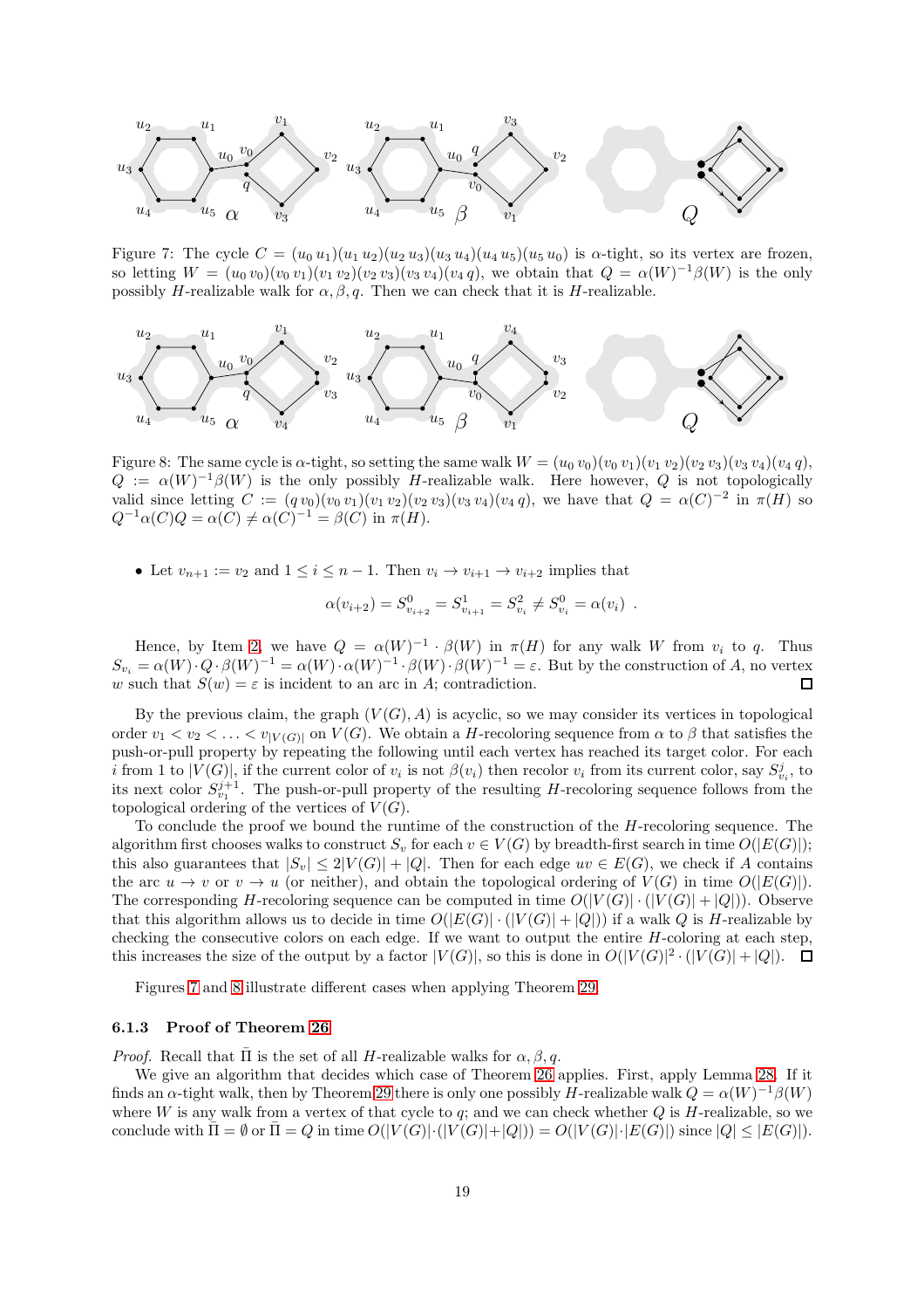Figure 7: The cycle $C = (u_0\, u_1)(u_1\, u_2)(u_2\, u_3)(u_3\, u_4)(u_4\, u_5)(u_5\, u_0)$ is $\alpha$-tight, so its vertex are frozen, so letting $W = (u_0\, v_0)(v_0\, v_1)(v_1\, v_2)(v_2\, v_3)(v_3\, v_4)(v_4\, q)$, we obtain that $Q = \alpha(W)^{-1}\beta(W)$ is the only possibly $H$-realizable walk for $\alpha, \beta, q$. Then we can check that it is $H$-realizable.

Figure 8: The same cycle is $\alpha$-tight, so setting the same walk $W = (u_0\, v_0)(v_0\, v_1)(v_1\, v_2)(v_2\, v_3)(v_3\, v_4)(v_4\, q)$, $Q := \alpha(W)^{-1}\beta(W)$ is the only possibly $H$-realizable walk. Here however, $Q$ is not topologically valid since letting $C := (q\, v_0)(v_0\, v_1)(v_1\, v_2)(v_2\, v_3)(v_3\, v_4)(v_4\, q)$, we have that $Q = \alpha(C)^{-2}$ in $\pi(H)$ so $Q^{-1}\alpha(C)Q = \alpha(C) \neq \alpha(C)^{-1} = \beta(C)$ in $\pi(H)$.

- Let $v_{n+1} := v_2$ and $1 \leq i \leq n-1$. Then $v_i \to v_{i+1} \to v_{i+2}$ implies that

$$\alpha(v_{i+2}) = S^0_{v_{i+2}} = S^1_{v_{i+1}} = S^2_{v_i} \neq S^0_{v_i} = \alpha(v_i) \enspace .$$

Hence, by Item 2, we have $Q = \alpha(W)^{-1} \cdot \beta(W)$ in $\pi(H)$ for any walk $W$ from $v_i$ to $q$. Thus $S_{v_i} = \alpha(W) \cdot Q \cdot \beta(W)^{-1} = \alpha(W) \cdot \alpha(W)^{-1} \cdot \beta(W) \cdot \beta(W)^{-1} = \varepsilon$. But by the construction of $A$, no vertex $w$ such that $S(w) = \varepsilon$ is incident to an arc in $A$; contradiction. ◻

By the previous claim, the graph $(V(G), A)$ is acyclic, so we may consider its vertices in topological order $v_1 < v_2 < \ldots < v_{|V(G)|}$ on $V(G)$. We obtain a $H$-recoloring sequence from $\alpha$ to $\beta$ that satisfies the push-or-pull property by repeating the following until each vertex has reached its target color. For each $i$ from 1 to $|V(G)|$, if the current color of $v_i$ is not $\beta(v_i)$ then recolor $v_i$ from its current color, say $S^j_{v_i}$, to its next color $S^{j+1}_{v_1}$. The push-or-pull property of the resulting $H$-recoloring sequence follows from the topological ordering of the vertices of $V(G)$.

To conclude the proof we bound the runtime of the construction of the $H$-recoloring sequence. The algorithm first chooses walks to construct $S_v$ for each $v \in V(G)$ by breadth-first search in time $O(|E(G)|)$; this also guarantees that $|S_v| \leq 2|V(G)| + |Q|$. Then for each edge $uv \in E(G)$, we check if $A$ contains the arc $u \to v$ or $v \to u$ (or neither), and obtain the topological ordering of $V(G)$ in time $O(|E(G)|)$. The corresponding $H$-recoloring sequence can be computed in time $O(|V(G)| \cdot (|V(G)| + |Q|))$. Observe that this algorithm allows us to decide in time $O(|E(G)| \cdot (|V(G)| + |Q|))$ if a walk $Q$ is $H$-realizable by checking the consecutive colors on each edge. If we want to output the entire $H$-coloring at each step, this increases the size of the output by a factor $|V(G)|$, so this is done in $O(|V(G)|^2 \cdot (|V(G)| + |Q|)$. ◻

Figures 7 and 8 illustrate different cases when applying Theorem 29.

### 6.1.3 Proof of Theorem 26

*Proof.* Recall that $\bar{\Pi}$ is the set of all $H$-realizable walks for $\alpha, \beta, q$.

We give an algorithm that decides which case of Theorem 26 applies. First, apply Lemma 28. If it finds an $\alpha$-tight walk, then by Theorem 29 there is only one possibly $H$-realizable walk $Q = \alpha(W)^{-1}\beta(W)$ where $W$ is any walk from a vertex of that cycle to $q$; and we can check whether $Q$ is $H$-realizable, so we conclude with $\bar{\Pi} = \emptyset$ or $\bar{\Pi} = Q$ in time $O(|V(G)| \cdot (|V(G)| + |Q|)) = O(|V(G)| \cdot |E(G)|)$ since $|Q| \leq |E(G)|$).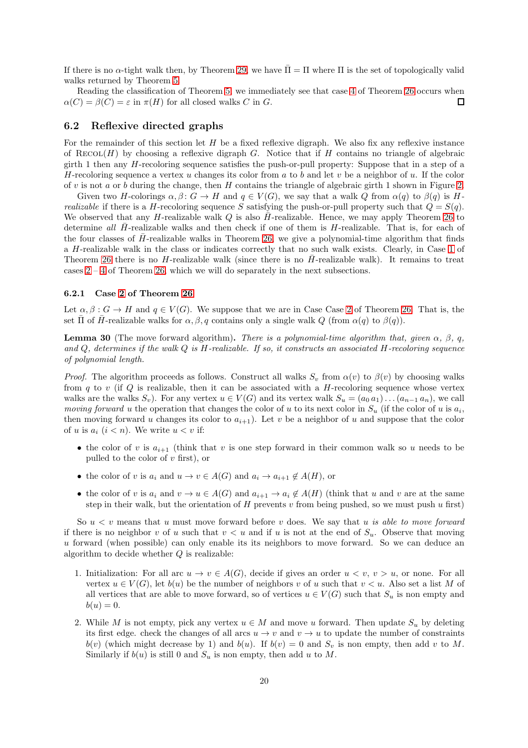If there is no $\alpha$-tight walk then, by Theorem 29, we have $\bar{\Pi} = \Pi$ where $\Pi$ is the set of topologically valid walks returned by Theorem 5.

Reading the classification of Theorem 5, we immediately see that case 4 of Theorem 26 occurs when $\alpha(C) = \beta(C) = \varepsilon$ in $\pi(H)$ for all closed walks $C$ in $G$. $\square$

## 6.2 Reflexive directed graphs

For the remainder of this section let $H$ be a fixed reflexive digraph. We also fix any reflexive instance of $\mathrm{Recol}(H)$ by choosing a reflexive digraph $G$. Notice that if $H$ contains no triangle of algebraic girth 1 then any $H$-recoloring sequence satisfies the push-or-pull property: Suppose that in a step of a $H$-recoloring sequence a vertex $u$ changes its color from $a$ to $b$ and let $v$ be a neighbor of $u$. If the color of $v$ is not $a$ or $b$ during the change, then $H$ contains the triangle of algebraic girth 1 shown in Figure 2.

Given two $H$-colorings $\alpha, \beta \colon G \to H$ and $q \in V(G)$, we say that a walk $Q$ from $\alpha(q)$ to $\beta(q)$ is *$H$-realizable* if there is a $H$-recoloring sequence $S$ satisfying the push-or-pull property such that $Q = S(q)$. We observed that any $H$-realizable walk $Q$ is also $\bar{H}$-realizable. Hence, we may apply Theorem 26 to determine *all* $\bar{H}$-realizable walks and then check if one of them is $H$-realizable. That is, for each of the four classes of $\bar{H}$-realizable walks in Theorem 26, we give a polynomial-time algorithm that finds a $H$-realizable walk in the class or indicates correctly that no such walk exists. Clearly, in Case 1 of Theorem 26 there is no $H$-realizable walk (since there is no $\bar{H}$-realizable walk). It remains to treat cases 2 – 4 of Theorem 26, which we will do separately in the next subsections.

### 6.2.1 Case 2 of Theorem 26

Let $\alpha, \beta : G \to H$ and $q \in V(G)$. We suppose that we are in Case Case 2 of Theorem 26. That is, the set $\bar{\Pi}$ of $\bar{H}$-realizable walks for $\alpha, \beta, q$ contains only a single walk $Q$ (from $\alpha(q)$ to $\beta(q)$).

**Lemma 30** (The move forward algorithm)**.** *There is a polynomial-time algorithm that, given $\alpha$, $\beta$, $q$, and $Q$, determines if the walk $Q$ is $H$-realizable. If so, it constructs an associated $H$-recoloring sequence of polynomial length.*

*Proof.* The algorithm proceeds as follows. Construct all walks $S_v$ from $\alpha(v)$ to $\beta(v)$ by choosing walks from $q$ to $v$ (if $Q$ is realizable, then it can be associated with a $H$-recoloring sequence whose vertex walks are the walks $S_v$). For any vertex $u \in V(G)$ and its vertex walk $S_u = (a_0\, a_1) \ldots (a_{n-1}\, a_n)$, we call *moving forward* $u$ the operation that changes the color of $u$ to its next color in $S_u$ (if the color of $u$ is $a_i$, then moving forward $u$ changes its color to $a_{i+1}$). Let $v$ be a neighbor of $u$ and suppose that the color of $u$ is $a_i$ $(i < n)$. We write $u < v$ if:

- the color of $v$ is $a_{i+1}$ (think that $v$ is one step forward in their common walk so $u$ needs to be pulled to the color of $v$ first), or
- the color of $v$ is $a_i$ and $u \to v \in A(G)$ and $a_i \to a_{i+1} \notin A(H)$, or
- the color of $v$ is $a_i$ and $v \to u \in A(G)$ and $a_{i+1} \to a_i \notin A(H)$ (think that $u$ and $v$ are at the same step in their walk, but the orientation of $H$ prevents $v$ from being pushed, so we must push $u$ first)

So $u < v$ means that $u$ must move forward before $v$ does. We say that $u$ *is able to move forward* if there is no neighbor $v$ of $u$ such that $v < u$ and if $u$ is not at the end of $S_u$. Observe that moving $u$ forward (when possible) can only enable its its neighbors to move forward. So we can deduce an algorithm to decide whether $Q$ is realizable:

1. Initialization: For all arc $u \to v \in A(G)$, decide if gives an order $u < v$, $v > u$, or none. For all vertex $u \in V(G)$, let $b(u)$ be the number of neighbors $v$ of $u$ such that $v < u$. Also set a list $M$ of all vertices that are able to move forward, so of vertices $u \in V(G)$ such that $S_u$ is non empty and $b(u) = 0$.
2. While $M$ is not empty, pick any vertex $u \in M$ and move $u$ forward. Then update $S_u$ by deleting its first edge. check the changes of all arcs $u \to v$ and $v \to u$ to update the number of constraints $b(v)$ (which might decrease by 1) and $b(u)$. If $b(v) = 0$ and $S_v$ is non empty, then add $v$ to $M$. Similarly if $b(u)$ is still 0 and $S_u$ is non empty, then add $u$ to $M$.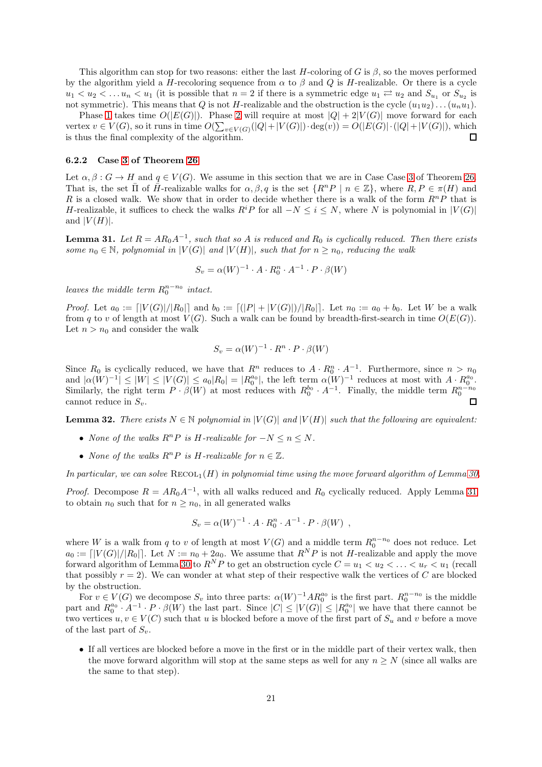This algorithm can stop for two reasons: either the last $H$-coloring of $G$ is $\beta$, so the moves performed by the algorithm yield a $H$-recoloring sequence from $\alpha$ to $\beta$ and $Q$ is $H$-realizable. Or there is a cycle $u_1 < u_2 < \ldots u_n < u_1$ (it is possible that $n = 2$ if there is a symmetric edge $u_1 \rightleftarrows u_2$ and $S_{u_1}$ or $S_{u_2}$ is not symmetric). This means that $Q$ is not $H$-realizable and the obstruction is the cycle $(u_1u_2)\ldots(u_nu_1)$.

Phase 1 takes time $O(|E(G)|)$. Phase 2 will require at most $|Q| + 2|V(G)|$ move forward for each vertex $v \in V(G)$, so it runs in time $O(\sum_{v\in V(G)}(|Q|+|V(G)|)\cdot \deg(v)) = O(|E(G)|\cdot(|Q|+|V(G)|)$, which is thus the final complexity of the algorithm. ◻

### 6.2.2 Case 3 of Theorem 26

Let $\alpha, \beta : G \to H$ and $q \in V(G)$. We assume in this section that we are in Case Case 3 of Theorem 26. That is, the set $\bar{\Pi}$ of $\bar{H}$-realizable walks for $\alpha, \beta, q$ is the set $\{R^nP \mid n \in \mathbb{Z}\}$, where $R, P \in \pi(H)$ and $R$ is a closed walk. We show that in order to decide whether there is a walk of the form $R^nP$ that is $H$-realizable, it suffices to check the walks $R^iP$ for all $-N \le i \le N$, where $N$ is polynomial in $|V(G)|$ and $|V(H)|$.

**Lemma 31.** *Let $R = AR_0A^{-1}$, such that so $A$ is reduced and $R_0$ is cyclically reduced. Then there exists some $n_0 \in \mathbb{N}$, polynomial in $|V(G)|$ and $|V(H)|$, such that for $n \ge n_0$, reducing the walk*

$$S_v = \alpha(W)^{-1} \cdot A \cdot R_0^n \cdot A^{-1} \cdot P \cdot \beta(W)$$

*leaves the middle term $R_0^{n-n_0}$ intact.*

*Proof.* Let $a_0 := \lceil |V(G)|/|R_0| \rceil$ and $b_0 := \lceil (|P| + |V(G)|)/|R_0| \rceil$. Let $n_0 := a_0 + b_0$. Let $W$ be a walk from $q$ to $v$ of length at most $V(G)$. Such a walk can be found by breadth-first-search in time $O(E(G))$. Let $n > n_0$ and consider the walk

$$S_v = \alpha(W)^{-1} \cdot R^n \cdot P \cdot \beta(W)$$

Since $R_0$ is cyclically reduced, we have that $R^n$ reduces to $A \cdot R_0^n \cdot A^{-1}$. Furthermore, since $n > n_0$ and $|\alpha(W)^{-1}| \le |W| \le |V(G)| \le a_0|R_0| = |R_0^{a_0}|$, the left term $\alpha(W)^{-1}$ reduces at most with $A \cdot R_0^{a_0}$. Similarly, the right term $P \cdot \beta(W)$ at most reduces with $R_0^{b_0} \cdot A^{-1}$. Finally, the middle term $R_0^{n-n_0}$ cannot reduce in $S_v$. ◻

**Lemma 32.** *There exists $N \in \mathbb{N}$ polynomial in $|V(G)|$ and $|V(H)|$ such that the following are equivalent:*

- *None of the walks $R^nP$ is $H$-realizable for $-N \le n \le N$.*
- *None of the walks $R^nP$ is $H$-realizable for $n \in \mathbb{Z}$.*

*In particular, we can solve* RECOL$_1(H)$ *in polynomial time using the move forward algorithm of Lemma 30.*

*Proof.* Decompose $R = AR_0A^{-1}$, with all walks reduced and $R_0$ cyclically reduced. Apply Lemma 31 to obtain $n_0$ such that for $n \ge n_0$, in all generated walks

$$S_v = \alpha(W)^{-1} \cdot A \cdot R_0^n \cdot A^{-1} \cdot P \cdot \beta(W) \enspace ,$$

where $W$ is a walk from $q$ to $v$ of length at most $V(G)$ and a middle term $R_0^{n-n_0}$ does not reduce. Let $a_0 := \lceil |V(G)|/|R_0| \rceil$. Let $N := n_0 + 2a_0$. We assume that $R^NP$ is not $H$-realizable and apply the move forward algorithm of Lemma 30 to $R^NP$ to get an obstruction cycle $C = u_1 < u_2 < \ldots < u_r < u_1$ (recall that possibly $r = 2$). We can wonder at what step of their respective walk the vertices of $C$ are blocked by the obstruction.

For $v \in V(G)$ we decompose $S_v$ into three parts: $\alpha(W)^{-1}AR_0^{a_0}$ is the first part. $R_0^{n-n_0}$ is the middle part and $R_0^{a_0} \cdot A^{-1} \cdot P \cdot \beta(W)$ the last part. Since $|C| \le |V(G)| \le |R_0^{a_0}|$ we have that there cannot be two vertices $u, v \in V(C)$ such that $u$ is blocked before a move of the first part of $S_u$ and $v$ before a move of the last part of $S_v$.

- If all vertices are blocked before a move in the first or in the middle part of their vertex walk, then the move forward algorithm will stop at the same steps as well for any $n \ge N$ (since all walks are the same to that step).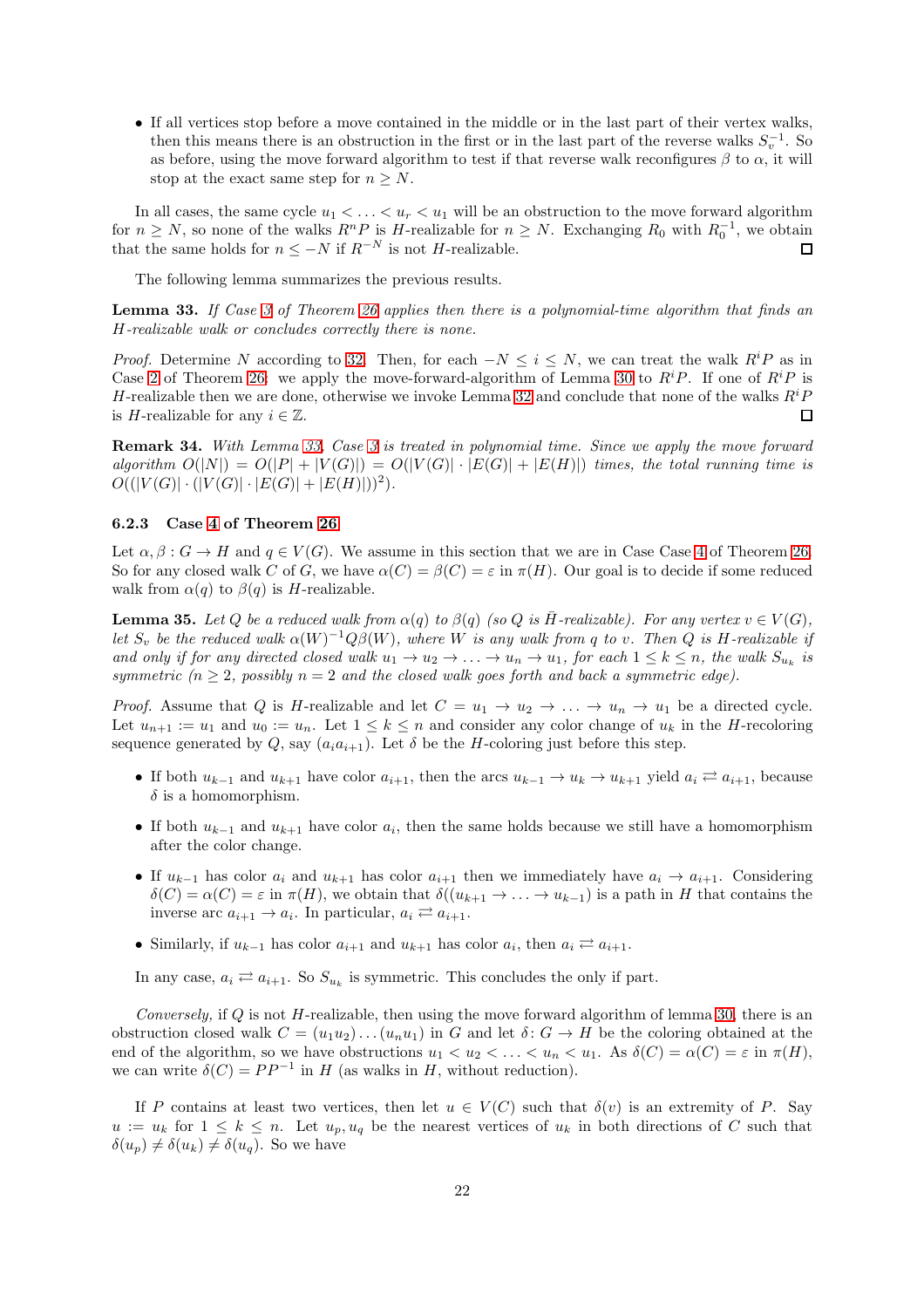- If all vertices stop before a move contained in the middle or in the last part of their vertex walks, then this means there is an obstruction in the first or in the last part of the reverse walks $S_v^{-1}$. So as before, using the move forward algorithm to test if that reverse walk reconfigures $\beta$ to $\alpha$, it will stop at the exact same step for $n \geq N$.

In all cases, the same cycle $u_1 < \ldots < u_r < u_1$ will be an obstruction to the move forward algorithm for $n \geq N$, so none of the walks $R^n P$ is $H$-realizable for $n \geq N$. Exchanging $R_0$ with $R_0^{-1}$, we obtain that the same holds for $n \leq -N$ if $R^{-N}$ is not $H$-realizable. □

The following lemma summarizes the previous results.

**Lemma 33.** *If Case 3 of Theorem 26 applies then there is a polynomial-time algorithm that finds an $H$-realizable walk or concludes correctly there is none.*

*Proof.* Determine $N$ according to 32. Then, for each $-N \leq i \leq N$, we can treat the walk $R^i P$ as in Case 2 of Theorem 26: we apply the move-forward-algorithm of Lemma 30 to $R^i P$. If one of $R^i P$ is $H$-realizable then we are done, otherwise we invoke Lemma 32 and conclude that none of the walks $R^i P$ is $H$-realizable for any $i \in \mathbb{Z}$. □

**Remark 34.** *With Lemma 33, Case 3 is treated in polynomial time. Since we apply the move forward algorithm $O(|N|) = O(|P| + |V(G)|) = O(|V(G)| \cdot |E(G)| + |E(H)|)$ times, the total running time is $O((|V(G)| \cdot (|V(G)| \cdot |E(G)| + |E(H)|))^2)$.*

### 6.2.3 Case 4 of Theorem 26

Let $\alpha, \beta : G \to H$ and $q \in V(G)$. We assume in this section that we are in Case Case 4 of Theorem 26. So for any closed walk $C$ of $G$, we have $\alpha(C) = \beta(C) = \varepsilon$ in $\pi(H)$. Our goal is to decide if some reduced walk from $\alpha(q)$ to $\beta(q)$ is $H$-realizable.

**Lemma 35.** *Let $Q$ be a reduced walk from $\alpha(q)$ to $\beta(q)$ (so $Q$ is $\bar{H}$-realizable). For any vertex $v \in V(G)$, let $S_v$ be the reduced walk $\alpha(W)^{-1} Q \beta(W)$, where $W$ is any walk from $q$ to $v$. Then $Q$ is $H$-realizable if and only if for any directed closed walk $u_1 \to u_2 \to \ldots \to u_n \to u_1$, for each $1 \leq k \leq n$, the walk $S_{u_k}$ is symmetric ($n \geq 2$, possibly $n = 2$ and the closed walk goes forth and back a symmetric edge).*

*Proof.* Assume that $Q$ is $H$-realizable and let $C = u_1 \to u_2 \to \ldots \to u_n \to u_1$ be a directed cycle. Let $u_{n+1} := u_1$ and $u_0 := u_n$. Let $1 \leq k \leq n$ and consider any color change of $u_k$ in the $H$-recoloring sequence generated by $Q$, say $(a_i a_{i+1})$. Let $\delta$ be the $H$-coloring just before this step.

- If both $u_{k-1}$ and $u_{k+1}$ have color $a_{i+1}$, then the arcs $u_{k-1} \to u_k \to u_{k+1}$ yield $a_i \rightleftarrows a_{i+1}$, because $\delta$ is a homomorphism.
- If both $u_{k-1}$ and $u_{k+1}$ have color $a_i$, then the same holds because we still have a homomorphism after the color change.
- If $u_{k-1}$ has color $a_i$ and $u_{k+1}$ has color $a_{i+1}$ then we immediately have $a_i \to a_{i+1}$. Considering $\delta(C) = \alpha(C) = \varepsilon$ in $\pi(H)$, we obtain that $\delta((u_{k+1} \to \ldots \to u_{k-1})$ is a path in $H$ that contains the inverse arc $a_{i+1} \to a_i$. In particular, $a_i \rightleftarrows a_{i+1}$.
- Similarly, if $u_{k-1}$ has color $a_{i+1}$ and $u_{k+1}$ has color $a_i$, then $a_i \rightleftarrows a_{i+1}$.

In any case, $a_i \rightleftarrows a_{i+1}$. So $S_{u_k}$ is symmetric. This concludes the only if part.

*Conversely,* if $Q$ is not $H$-realizable, then using the move forward algorithm of lemma 30, there is an obstruction closed walk $C = (u_1 u_2) \ldots (u_n u_1)$ in $G$ and let $\delta \colon G \to H$ be the coloring obtained at the end of the algorithm, so we have obstructions $u_1 < u_2 < \ldots < u_n < u_1$. As $\delta(C) = \alpha(C) = \varepsilon$ in $\pi(H)$, we can write $\delta(C) = PP^{-1}$ in $H$ (as walks in $H$, without reduction).

If $P$ contains at least two vertices, then let $u \in V(C)$ such that $\delta(v)$ is an extremity of $P$. Say $u := u_k$ for $1 \leq k \leq n$. Let $u_p, u_q$ be the nearest vertices of $u_k$ in both directions of $C$ such that $\delta(u_p) \neq \delta(u_k) \neq \delta(u_q)$. So we have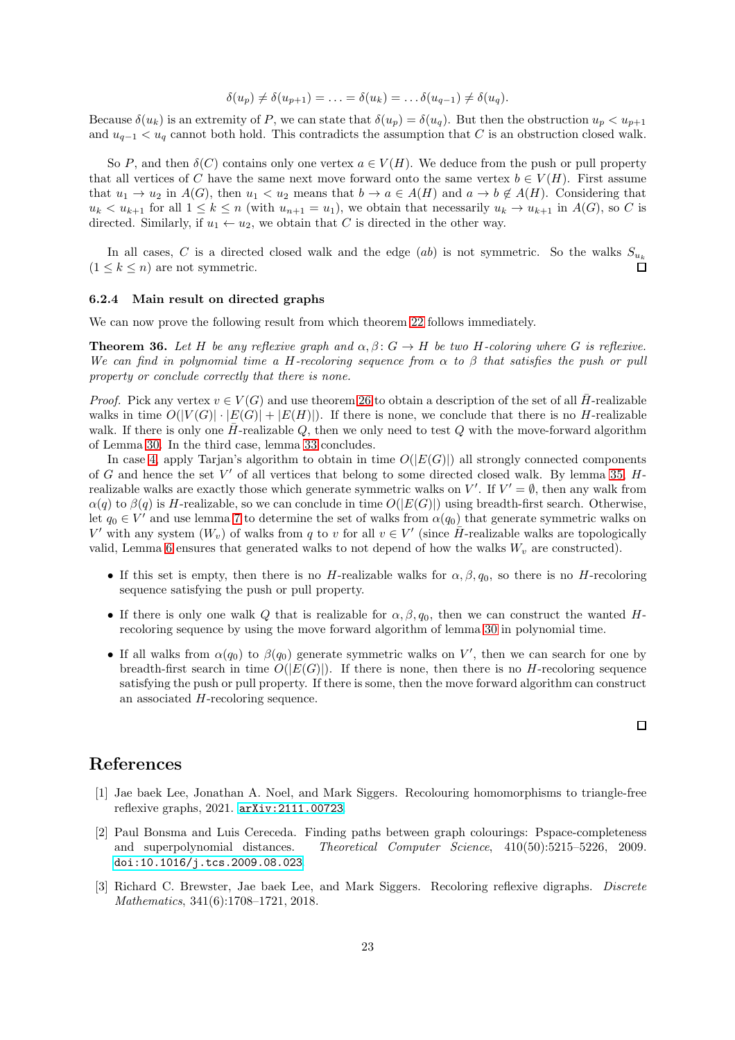$$\delta(u_p) \neq \delta(u_{p+1}) = \ldots = \delta(u_k) = \ldots \delta(u_{q-1}) \neq \delta(u_q).$$

Because $\delta(u_k)$ is an extremity of $P$, we can state that $\delta(u_p) = \delta(u_q)$. But then the obstruction $u_p < u_{p+1}$ and $u_{q-1} < u_q$ cannot both hold. This contradicts the assumption that $C$ is an obstruction closed walk.

So $P$, and then $\delta(C)$ contains only one vertex $a \in V(H)$. We deduce from the push or pull property that all vertices of $C$ have the same next move forward onto the same vertex $b \in V(H)$. First assume that $u_1 \to u_2$ in $A(G)$, then $u_1 < u_2$ means that $b \to a \in A(H)$ and $a \to b \notin A(H)$. Considering that $u_k < u_{k+1}$ for all $1 \leq k \leq n$ (with $u_{n+1} = u_1$), we obtain that necessarily $u_k \to u_{k+1}$ in $A(G)$, so $C$ is directed. Similarly, if $u_1 \leftarrow u_2$, we obtain that $C$ is directed in the other way.

In all cases, $C$ is a directed closed walk and the edge $(ab)$ is not symmetric. So the walks $S_{u_k}$ ($1 \leq k \leq n$) are not symmetric. □

### 6.2.4 Main result on directed graphs

We can now prove the following result from which theorem 22 follows immediately.

**Theorem 36.** *Let $H$ be any reflexive graph and $\alpha, \beta\colon G \to H$ be two $H$-coloring where $G$ is reflexive. We can find in polynomial time a $H$-recoloring sequence from $\alpha$ to $\beta$ that satisfies the push or pull property or conclude correctly that there is none.*

*Proof.* Pick any vertex $v \in V(G)$ and use theorem 26 to obtain a description of the set of all $\bar{H}$-realizable walks in time $O(|V(G)| \cdot |E(G)| + |E(H)|)$. If there is none, we conclude that there is no $H$-realizable walk. If there is only one $\bar{H}$-realizable $Q$, then we only need to test $Q$ with the move-forward algorithm of Lemma 30. In the third case, lemma 33 concludes.

In case 4, apply Tarjan's algorithm to obtain in time $O(|E(G)|)$ all strongly connected components of $G$ and hence the set $V'$ of all vertices that belong to some directed closed walk. By lemma 35, $H$-realizable walks are exactly those which generate symmetric walks on $V'$. If $V' = \emptyset$, then any walk from $\alpha(q)$ to $\beta(q)$ is $H$-realizable, so we can conclude in time $O(|E(G)|)$ using breadth-first search. Otherwise, let $q_0 \in V'$ and use lemma 7 to determine the set of walks from $\alpha(q_0)$ that generate symmetric walks on $V'$ with any system $(W_v)$ of walks from $q$ to $v$ for all $v \in V'$ (since $\bar{H}$-realizable walks are topologically valid, Lemma 6 ensures that generated walks to not depend of how the walks $W_v$ are constructed).

- If this set is empty, then there is no $H$-realizable walks for $\alpha, \beta, q_0$, so there is no $H$-recoloring sequence satisfying the push or pull property.
- If there is only one walk $Q$ that is realizable for $\alpha, \beta, q_0$, then we can construct the wanted $H$-recoloring sequence by using the move forward algorithm of lemma 30 in polynomial time.
- If all walks from $\alpha(q_0)$ to $\beta(q_0)$ generate symmetric walks on $V'$, then we can search for one by breadth-first search in time $O(|E(G)|)$. If there is none, then there is no $H$-recoloring sequence satisfying the push or pull property. If there is some, then the move forward algorithm can construct an associated $H$-recoloring sequence.

□

## References

[1] Jae baek Lee, Jonathan A. Noel, and Mark Siggers. Recolouring homomorphisms to triangle-free reflexive graphs, 2021. arXiv:2111.00723.

[2] Paul Bonsma and Luis Cereceda. Finding paths between graph colourings: Pspace-completeness and superpolynomial distances. *Theoretical Computer Science*, 410(50):5215–5226, 2009. doi:10.1016/j.tcs.2009.08.023.

[3] Richard C. Brewster, Jae baek Lee, and Mark Siggers. Recoloring reflexive digraphs. *Discrete Mathematics*, 341(6):1708–1721, 2018.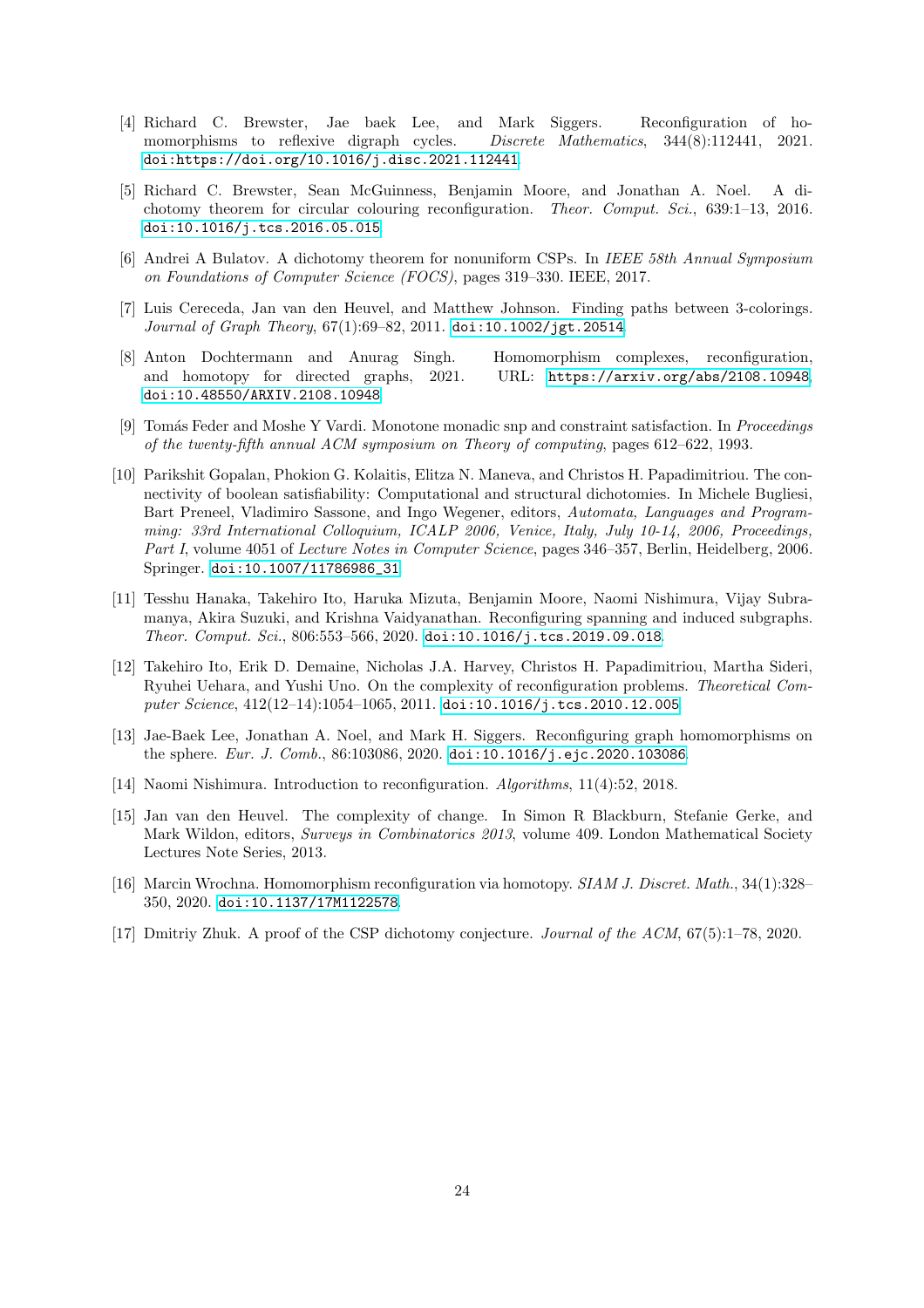[4] Richard C. Brewster, Jae baek Lee, and Mark Siggers. Reconfiguration of homomorphisms to reflexive digraph cycles. *Discrete Mathematics*, 344(8):112441, 2021. doi:https://doi.org/10.1016/j.disc.2021.112441.

[5] Richard C. Brewster, Sean McGuinness, Benjamin Moore, and Jonathan A. Noel. A dichotomy theorem for circular colouring reconfiguration. *Theor. Comput. Sci.*, 639:1–13, 2016. doi:10.1016/j.tcs.2016.05.015.

[6] Andrei A Bulatov. A dichotomy theorem for nonuniform CSPs. In *IEEE 58th Annual Symposium on Foundations of Computer Science (FOCS)*, pages 319–330. IEEE, 2017.

[7] Luis Cereceda, Jan van den Heuvel, and Matthew Johnson. Finding paths between 3-colorings. *Journal of Graph Theory*, 67(1):69–82, 2011. doi:10.1002/jgt.20514.

[8] Anton Dochtermann and Anurag Singh. Homomorphism complexes, reconfiguration, and homotopy for directed graphs, 2021. URL: https://arxiv.org/abs/2108.10948, doi:10.48550/ARXIV.2108.10948.

[9] Tomás Feder and Moshe Y Vardi. Monotone monadic snp and constraint satisfaction. In *Proceedings of the twenty-fifth annual ACM symposium on Theory of computing*, pages 612–622, 1993.

[10] Parikshit Gopalan, Phokion G. Kolaitis, Elitza N. Maneva, and Christos H. Papadimitriou. The connectivity of boolean satisfiability: Computational and structural dichotomies. In Michele Bugliesi, Bart Preneel, Vladimiro Sassone, and Ingo Wegener, editors, *Automata, Languages and Programming: 33rd International Colloquium, ICALP 2006, Venice, Italy, July 10-14, 2006, Proceedings, Part I*, volume 4051 of *Lecture Notes in Computer Science*, pages 346–357, Berlin, Heidelberg, 2006. Springer. doi:10.1007/11786986_31.

[11] Tesshu Hanaka, Takehiro Ito, Haruka Mizuta, Benjamin Moore, Naomi Nishimura, Vijay Subramanya, Akira Suzuki, and Krishna Vaidyanathan. Reconfiguring spanning and induced subgraphs. *Theor. Comput. Sci.*, 806:553–566, 2020. doi:10.1016/j.tcs.2019.09.018.

[12] Takehiro Ito, Erik D. Demaine, Nicholas J.A. Harvey, Christos H. Papadimitriou, Martha Sideri, Ryuhei Uehara, and Yushi Uno. On the complexity of reconfiguration problems. *Theoretical Computer Science*, 412(12–14):1054–1065, 2011. doi:10.1016/j.tcs.2010.12.005.

[13] Jae-Baek Lee, Jonathan A. Noel, and Mark H. Siggers. Reconfiguring graph homomorphisms on the sphere. *Eur. J. Comb.*, 86:103086, 2020. doi:10.1016/j.ejc.2020.103086.

[14] Naomi Nishimura. Introduction to reconfiguration. *Algorithms*, 11(4):52, 2018.

[15] Jan van den Heuvel. The complexity of change. In Simon R Blackburn, Stefanie Gerke, and Mark Wildon, editors, *Surveys in Combinatorics 2013*, volume 409. London Mathematical Society Lectures Note Series, 2013.

[16] Marcin Wrochna. Homomorphism reconfiguration via homotopy. *SIAM J. Discret. Math.*, 34(1):328–350, 2020. doi:10.1137/17M1122578.

[17] Dmitriy Zhuk. A proof of the CSP dichotomy conjecture. *Journal of the ACM*, 67(5):1–78, 2020.